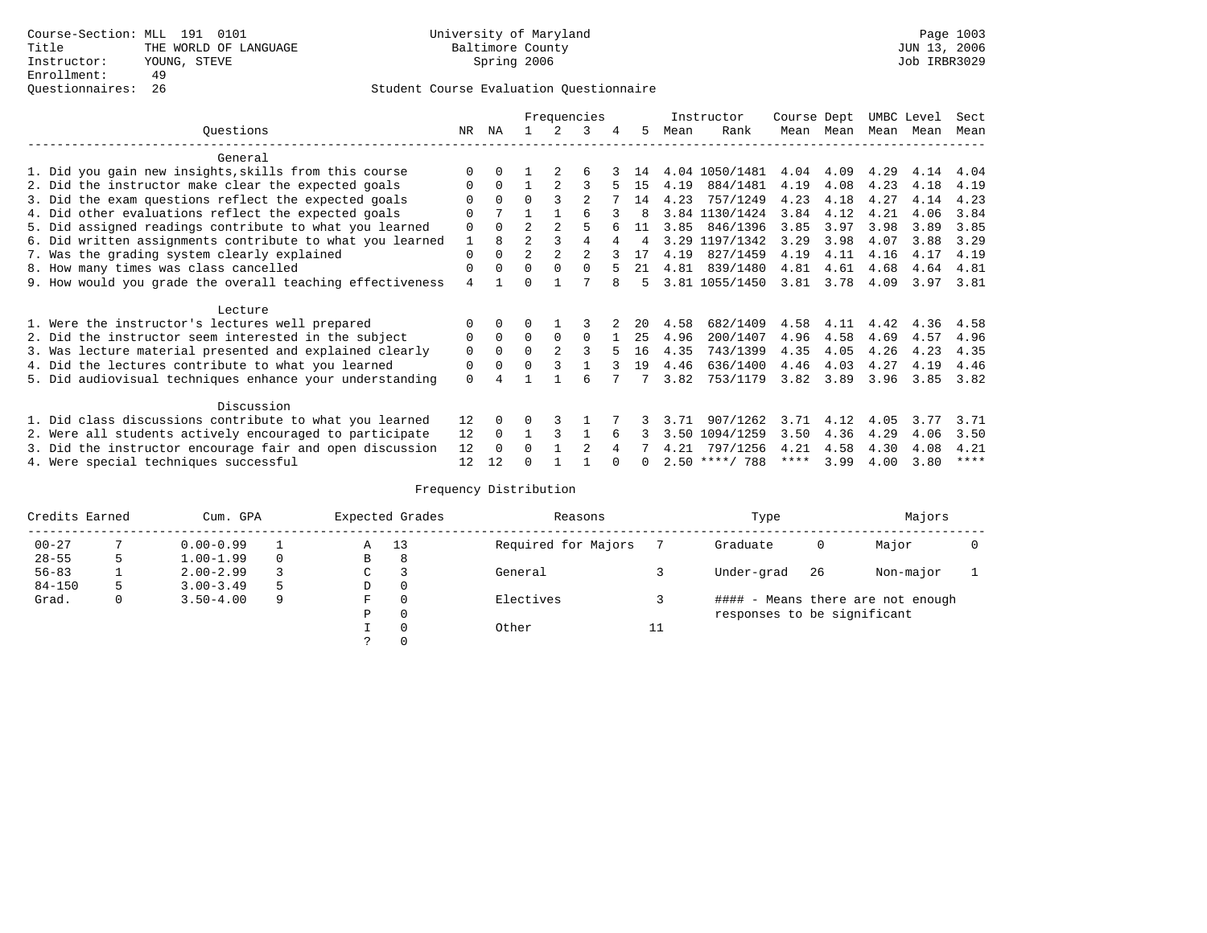Course-Section: MLL 191 0101
Title: THE WORLD OF LANGUAGE
Instructor: YOUNG, STEVE
Enrollment: 49
Questionnaires: 26

University of Maryland
Baltimore County
Spring 2006

Page 1003
JUN 13, 2006
Job IRBR3029

## Student Course Evaluation Questionnaire

| Questions | NR | NA | 1 | 2 | 3 | 4 | 5 | Instructor Mean | Instructor Rank | Course Mean | Dept Mean | UMBC Level Mean | Level Mean | Sect Mean |
|---|---|---|---|---|---|---|---|---|---|---|---|---|---|---|
| **General** | | | | | | | | | | | | | | |
| 1. Did you gain new insights,skills from this course | 0 | 0 | 1 | 2 | 6 | 3 | 14 | 4.04 | 1050/1481 | 4.04 | 4.09 | 4.29 | 4.14 | 4.04 |
| 2. Did the instructor make clear the expected goals | 0 | 0 | 1 | 2 | 3 | 5 | 15 | 4.19 | 884/1481 | 4.19 | 4.08 | 4.23 | 4.18 | 4.19 |
| 3. Did the exam questions reflect the expected goals | 0 | 0 | 0 | 3 | 2 | 7 | 14 | 4.23 | 757/1249 | 4.23 | 4.18 | 4.27 | 4.14 | 4.23 |
| 4. Did other evaluations reflect the expected goals | 0 | 7 | 1 | 1 | 6 | 3 | 8 | 3.84 | 1130/1424 | 3.84 | 4.12 | 4.21 | 4.06 | 3.84 |
| 5. Did assigned readings contribute to what you learned | 0 | 0 | 2 | 2 | 5 | 6 | 11 | 3.85 | 846/1396 | 3.85 | 3.97 | 3.98 | 3.89 | 3.85 |
| 6. Did written assignments contribute to what you learned | 1 | 8 | 2 | 3 | 4 | 4 | 4 | 3.29 | 1197/1342 | 3.29 | 3.98 | 4.07 | 3.88 | 3.29 |
| 7. Was the grading system clearly explained | 0 | 0 | 2 | 2 | 2 | 3 | 17 | 4.19 | 827/1459 | 4.19 | 4.11 | 4.16 | 4.17 | 4.19 |
| 8. How many times was class cancelled | 0 | 0 | 0 | 0 | 0 | 5 | 21 | 4.81 | 839/1480 | 4.81 | 4.61 | 4.68 | 4.64 | 4.81 |
| 9. How would you grade the overall teaching effectiveness | 4 | 1 | 0 | 1 | 7 | 8 | 5 | 3.81 | 1055/1450 | 3.81 | 3.78 | 4.09 | 3.97 | 3.81 |
| **Lecture** | | | | | | | | | | | | | | |
| 1. Were the instructor's lectures well prepared | 0 | 0 | 0 | 1 | 3 | 2 | 20 | 4.58 | 682/1409 | 4.58 | 4.11 | 4.42 | 4.36 | 4.58 |
| 2. Did the instructor seem interested in the subject | 0 | 0 | 0 | 0 | 0 | 1 | 25 | 4.96 | 200/1407 | 4.96 | 4.58 | 4.69 | 4.57 | 4.96 |
| 3. Was lecture material presented and explained clearly | 0 | 0 | 0 | 2 | 3 | 5 | 16 | 4.35 | 743/1399 | 4.35 | 4.05 | 4.26 | 4.23 | 4.35 |
| 4. Did the lectures contribute to what you learned | 0 | 0 | 0 | 3 | 1 | 3 | 19 | 4.46 | 636/1400 | 4.46 | 4.03 | 4.27 | 4.19 | 4.46 |
| 5. Did audiovisual techniques enhance your understanding | 0 | 4 | 1 | 1 | 6 | 7 | 7 | 3.82 | 753/1179 | 3.82 | 3.89 | 3.96 | 3.85 | 3.82 |
| **Discussion** | | | | | | | | | | | | | | |
| 1. Did class discussions contribute to what you learned | 12 | 0 | 0 | 3 | 1 | 7 | 3 | 3.71 | 907/1262 | 3.71 | 4.12 | 4.05 | 3.77 | 3.71 |
| 2. Were all students actively encouraged to participate | 12 | 0 | 1 | 3 | 1 | 6 | 3 | 3.50 | 1094/1259 | 3.50 | 4.36 | 4.29 | 4.06 | 3.50 |
| 3. Did the instructor encourage fair and open discussion | 12 | 0 | 0 | 1 | 2 | 4 | 7 | 4.21 | 797/1256 | 4.21 | 4.58 | 4.30 | 4.08 | 4.21 |
| 4. Were special techniques successful | 12 | 12 | 0 | 1 | 1 | 0 | 0 | 2.50 | ****/ 788 | **** | 3.99 | 4.00 | 3.80 | **** |

### Frequency Distribution

| Credits Earned | | Cum. GPA | | Expected Grades | | Reasons | | Type | | Majors | |
|---|---|---|---|---|---|---|---|---|---|---|---|
| 00-27 | 7 | 0.00-0.99 | 1 | A | 13 | Required for Majors | 7 | Graduate | 0 | Major | 0 |
| 28-55 | 5 | 1.00-1.99 | 0 | B | 8 | | | | | | |
| 56-83 | 1 | 2.00-2.99 | 3 | C | 3 | General | 3 | Under-grad | 26 | Non-major | 1 |
| 84-150 | 5 | 3.00-3.49 | 5 | D | 0 | | | | | | |
| Grad. | 0 | 3.50-4.00 | 9 | F | 0 | Electives | 3 | #### - Means there are not enough responses to be significant | | | |
| | | | | P | 0 | | | | | | |
| | | | | I | 0 | Other | 11 | | | | |
| | | | | ? | 0 | | | | | | |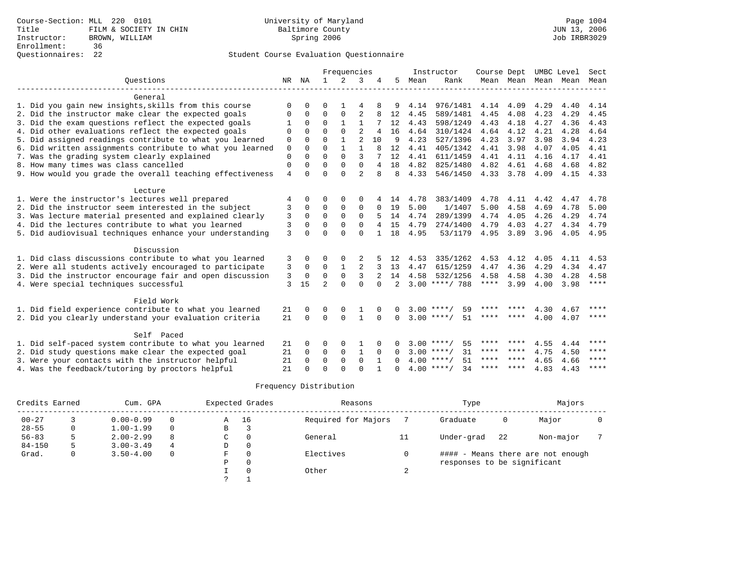Course-Section: MLL 220 0101
Title: FILM & SOCIETY IN CHIN
Instructor: BROWN, WILLIAM
Enrollment: 36
Questionnaires: 22

University of Maryland
Baltimore County
Spring 2006

Page 1004
JUN 13, 2006
Job IRBR3029

## Student Course Evaluation Questionnaire

| Questions | NR | NA | 1 | 2 | 3 | 4 | 5 | Instructor Mean | Instructor Rank | Course Mean | Dept Mean | UMBC Mean | Level Mean | Sect Mean |
|---|---|---|---|---|---|---|---|---|---|---|---|---|---|---|
| **General** | | | | | | | | | | | | | | |
| 1. Did you gain new insights,skills from this course | 0 | 0 | 0 | 1 | 4 | 8 | 9 | 4.14 | 976/1481 | 4.14 | 4.09 | 4.29 | 4.40 | 4.14 |
| 2. Did the instructor make clear the expected goals | 0 | 0 | 0 | 0 | 2 | 8 | 12 | 4.45 | 589/1481 | 4.45 | 4.08 | 4.23 | 4.29 | 4.45 |
| 3. Did the exam questions reflect the expected goals | 1 | 0 | 0 | 1 | 1 | 7 | 12 | 4.43 | 598/1249 | 4.43 | 4.18 | 4.27 | 4.36 | 4.43 |
| 4. Did other evaluations reflect the expected goals | 0 | 0 | 0 | 0 | 2 | 4 | 16 | 4.64 | 310/1424 | 4.64 | 4.12 | 4.21 | 4.28 | 4.64 |
| 5. Did assigned readings contribute to what you learned | 0 | 0 | 0 | 1 | 2 | 10 | 9 | 4.23 | 527/1396 | 4.23 | 3.97 | 3.98 | 3.94 | 4.23 |
| 6. Did written assignments contribute to what you learned | 0 | 0 | 0 | 1 | 1 | 8 | 12 | 4.41 | 405/1342 | 4.41 | 3.98 | 4.07 | 4.05 | 4.41 |
| 7. Was the grading system clearly explained | 0 | 0 | 0 | 0 | 3 | 7 | 12 | 4.41 | 611/1459 | 4.41 | 4.11 | 4.16 | 4.17 | 4.41 |
| 8. How many times was class cancelled | 0 | 0 | 0 | 0 | 0 | 4 | 18 | 4.82 | 825/1480 | 4.82 | 4.61 | 4.68 | 4.68 | 4.82 |
| 9. How would you grade the overall teaching effectiveness | 4 | 0 | 0 | 0 | 2 | 8 | 8 | 4.33 | 546/1450 | 4.33 | 3.78 | 4.09 | 4.15 | 4.33 |
| **Lecture** | | | | | | | | | | | | | | |
| 1. Were the instructor's lectures well prepared | 4 | 0 | 0 | 0 | 0 | 4 | 14 | 4.78 | 383/1409 | 4.78 | 4.11 | 4.42 | 4.47 | 4.78 |
| 2. Did the instructor seem interested in the subject | 3 | 0 | 0 | 0 | 0 | 0 | 19 | 5.00 | 1/1407 | 5.00 | 4.58 | 4.69 | 4.78 | 5.00 |
| 3. Was lecture material presented and explained clearly | 3 | 0 | 0 | 0 | 0 | 5 | 14 | 4.74 | 289/1399 | 4.74 | 4.05 | 4.26 | 4.29 | 4.74 |
| 4. Did the lectures contribute to what you learned | 3 | 0 | 0 | 0 | 0 | 4 | 15 | 4.79 | 274/1400 | 4.79 | 4.03 | 4.27 | 4.34 | 4.79 |
| 5. Did audiovisual techniques enhance your understanding | 3 | 0 | 0 | 0 | 0 | 1 | 18 | 4.95 | 53/1179 | 4.95 | 3.89 | 3.96 | 4.05 | 4.95 |
| **Discussion** | | | | | | | | | | | | | | |
| 1. Did class discussions contribute to what you learned | 3 | 0 | 0 | 0 | 2 | 5 | 12 | 4.53 | 335/1262 | 4.53 | 4.12 | 4.05 | 4.11 | 4.53 |
| 2. Were all students actively encouraged to participate | 3 | 0 | 0 | 1 | 2 | 3 | 13 | 4.47 | 615/1259 | 4.47 | 4.36 | 4.29 | 4.34 | 4.47 |
| 3. Did the instructor encourage fair and open discussion | 3 | 0 | 0 | 0 | 3 | 2 | 14 | 4.58 | 532/1256 | 4.58 | 4.58 | 4.30 | 4.28 | 4.58 |
| 4. Were special techniques successful | 3 | 15 | 2 | 0 | 0 | 0 | 2 | 3.00 | ****/ 788 | **** | 3.99 | 4.00 | 3.98 | **** |
| **Field Work** | | | | | | | | | | | | | | |
| 1. Did field experience contribute to what you learned | 21 | 0 | 0 | 0 | 1 | 0 | 0 | 3.00 | ****/ 59 | **** | **** | 4.30 | 4.67 | **** |
| 2. Did you clearly understand your evaluation criteria | 21 | 0 | 0 | 0 | 1 | 0 | 0 | 3.00 | ****/ 51 | **** | **** | 4.00 | 4.07 | **** |
| **Self Paced** | | | | | | | | | | | | | | |
| 1. Did self-paced system contribute to what you learned | 21 | 0 | 0 | 0 | 1 | 0 | 0 | 3.00 | ****/ 55 | **** | **** | 4.55 | 4.44 | **** |
| 2. Did study questions make clear the expected goal | 21 | 0 | 0 | 0 | 1 | 0 | 0 | 3.00 | ****/ 31 | **** | **** | 4.75 | 4.50 | **** |
| 3. Were your contacts with the instructor helpful | 21 | 0 | 0 | 0 | 0 | 1 | 0 | 4.00 | ****/ 51 | **** | **** | 4.65 | 4.66 | **** |
| 4. Was the feedback/tutoring by proctors helpful | 21 | 0 | 0 | 0 | 0 | 1 | 0 | 4.00 | ****/ 34 | **** | **** | 4.83 | 4.43 | **** |

## Frequency Distribution

| Credits Earned | | Cum. GPA | | Expected Grades | | Reasons | | Type | | Majors | |
|---|---|---|---|---|---|---|---|---|---|---|---|
| 00-27 | 3 | 0.00-0.99 | 0 | A | 16 | Required for Majors | 7 | Graduate | 0 | Major | 0 |
| 28-55 | 0 | 1.00-1.99 | 0 | B | 3 | | | | | | |
| 56-83 | 5 | 2.00-2.99 | 8 | C | 0 | General | 11 | Under-grad | 22 | Non-major | 7 |
| 84-150 | 5 | 3.00-3.49 | 4 | D | 0 | | | | | | |
| Grad. | 0 | 3.50-4.00 | 0 | F | 0 | Electives | 0 | | | | |
| | | | | P | 0 | | | | | | |
| | | | | I | 0 | Other | 2 | | | | |
| | | | | ? | 1 | | | | | | |

#### - Means there are not enough responses to be significant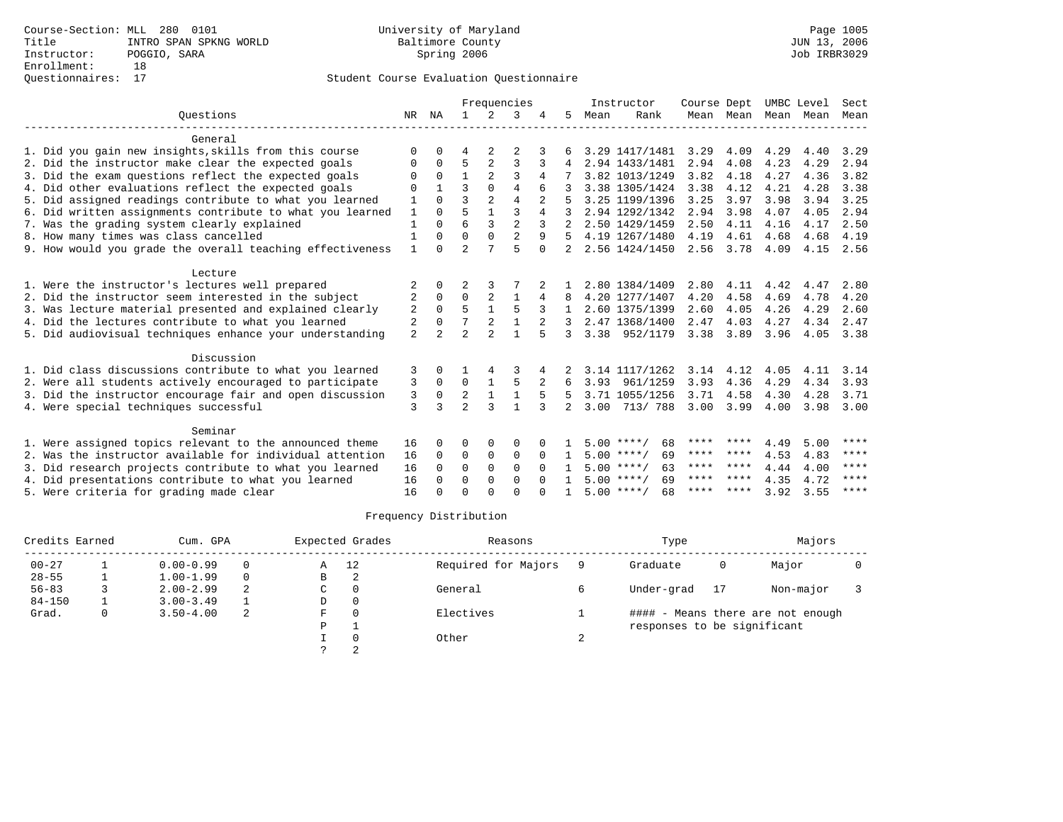Course-Section: MLL 280 0101
Title: INTRO SPAN SPKNG WORLD
Instructor: POGGIO, SARA
Enrollment: 18
Questionnaires: 17

University of Maryland
Baltimore County
Spring 2006

Page 1005
JUN 13, 2006
Job IRBR3029

## Student Course Evaluation Questionnaire

| Questions | NR | NA | 1 | 2 | 3 | 4 | 5 | Instructor Mean | Instructor Rank | Course Mean | Dept Mean | UMBC Mean | Level Mean | Sect Mean |
|---|---|---|---|---|---|---|---|---|---|---|---|---|---|---|
| **General** | | | | | | | | | | | | | | |
| 1. Did you gain new insights,skills from this course | 0 | 0 | 4 | 2 | 2 | 3 | 6 | 3.29 | 1417/1481 | 3.29 | 4.09 | 4.29 | 4.40 | 3.29 |
| 2. Did the instructor make clear the expected goals | 0 | 0 | 5 | 2 | 3 | 3 | 4 | 2.94 | 1433/1481 | 2.94 | 4.08 | 4.23 | 4.29 | 2.94 |
| 3. Did the exam questions reflect the expected goals | 0 | 0 | 1 | 2 | 3 | 4 | 7 | 3.82 | 1013/1249 | 3.82 | 4.18 | 4.27 | 4.36 | 3.82 |
| 4. Did other evaluations reflect the expected goals | 0 | 1 | 3 | 0 | 4 | 6 | 3 | 3.38 | 1305/1424 | 3.38 | 4.12 | 4.21 | 4.28 | 3.38 |
| 5. Did assigned readings contribute to what you learned | 1 | 0 | 3 | 2 | 4 | 2 | 5 | 3.25 | 1199/1396 | 3.25 | 3.97 | 3.98 | 3.94 | 3.25 |
| 6. Did written assignments contribute to what you learned | 1 | 0 | 5 | 1 | 3 | 4 | 3 | 2.94 | 1292/1342 | 2.94 | 3.98 | 4.07 | 4.05 | 2.94 |
| 7. Was the grading system clearly explained | 1 | 0 | 6 | 3 | 2 | 3 | 2 | 2.50 | 1429/1459 | 2.50 | 4.11 | 4.16 | 4.17 | 2.50 |
| 8. How many times was class cancelled | 1 | 0 | 0 | 0 | 2 | 9 | 5 | 4.19 | 1267/1480 | 4.19 | 4.61 | 4.68 | 4.68 | 4.19 |
| 9. How would you grade the overall teaching effectiveness | 1 | 0 | 2 | 7 | 5 | 0 | 2 | 2.56 | 1424/1450 | 2.56 | 3.78 | 4.09 | 4.15 | 2.56 |
| **Lecture** | | | | | | | | | | | | | | |
| 1. Were the instructor's lectures well prepared | 2 | 0 | 2 | 3 | 7 | 2 | 1 | 2.80 | 1384/1409 | 2.80 | 4.11 | 4.42 | 4.47 | 2.80 |
| 2. Did the instructor seem interested in the subject | 2 | 0 | 0 | 2 | 1 | 4 | 8 | 4.20 | 1277/1407 | 4.20 | 4.58 | 4.69 | 4.78 | 4.20 |
| 3. Was lecture material presented and explained clearly | 2 | 0 | 5 | 1 | 5 | 3 | 1 | 2.60 | 1375/1399 | 2.60 | 4.05 | 4.26 | 4.29 | 2.60 |
| 4. Did the lectures contribute to what you learned | 2 | 0 | 7 | 2 | 1 | 2 | 3 | 2.47 | 1368/1400 | 2.47 | 4.03 | 4.27 | 4.34 | 2.47 |
| 5. Did audiovisual techniques enhance your understanding | 2 | 2 | 2 | 2 | 1 | 5 | 3 | 3.38 | 952/1179 | 3.38 | 3.89 | 3.96 | 4.05 | 3.38 |
| **Discussion** | | | | | | | | | | | | | | |
| 1. Did class discussions contribute to what you learned | 3 | 0 | 1 | 4 | 3 | 4 | 2 | 3.14 | 1117/1262 | 3.14 | 4.12 | 4.05 | 4.11 | 3.14 |
| 2. Were all students actively encouraged to participate | 3 | 0 | 0 | 1 | 5 | 2 | 6 | 3.93 | 961/1259 | 3.93 | 4.36 | 4.29 | 4.34 | 3.93 |
| 3. Did the instructor encourage fair and open discussion | 3 | 0 | 2 | 1 | 1 | 5 | 5 | 3.71 | 1055/1256 | 3.71 | 4.58 | 4.30 | 4.28 | 3.71 |
| 4. Were special techniques successful | 3 | 3 | 2 | 3 | 1 | 3 | 2 | 3.00 | 713/ 788 | 3.00 | 3.99 | 4.00 | 3.98 | 3.00 |
| **Seminar** | | | | | | | | | | | | | | |
| 1. Were assigned topics relevant to the announced theme | 16 | 0 | 0 | 0 | 0 | 0 | 1 | 5.00 | ****/ 68 | **** | **** | 4.49 | 5.00 | **** |
| 2. Was the instructor available for individual attention | 16 | 0 | 0 | 0 | 0 | 0 | 1 | 5.00 | ****/ 69 | **** | **** | 4.53 | 4.83 | **** |
| 3. Did research projects contribute to what you learned | 16 | 0 | 0 | 0 | 0 | 0 | 1 | 5.00 | ****/ 63 | **** | **** | 4.44 | 4.00 | **** |
| 4. Did presentations contribute to what you learned | 16 | 0 | 0 | 0 | 0 | 0 | 1 | 5.00 | ****/ 69 | **** | **** | 4.35 | 4.72 | **** |
| 5. Were criteria for grading made clear | 16 | 0 | 0 | 0 | 0 | 0 | 1 | 5.00 | ****/ 68 | **** | **** | 3.92 | 3.55 | **** |

## Frequency Distribution

| Credits Earned | | Cum. GPA | | Expected Grades | | Reasons | | Type | | Majors | |
|---|---|---|---|---|---|---|---|---|---|---|---|
| 00-27 | 1 | 0.00-0.99 | 0 | A | 12 | Required for Majors | 9 | Graduate | 0 | Major | 0 |
| 28-55 | 1 | 1.00-1.99 | 0 | B | 2 | | | | | | |
| 56-83 | 3 | 2.00-2.99 | 2 | C | 0 | General | 6 | Under-grad | 17 | Non-major | 3 |
| 84-150 | 1 | 3.00-3.49 | 1 | D | 0 | | | | | | |
| Grad. | 0 | 3.50-4.00 | 2 | F | 0 | Electives | 1 | #### - Means there are not enough responses to be significant | | | |
| | | | | P | 1 | | | | | | |
| | | | | I | 0 | Other | 2 | | | | |
| | | | | ? | 2 | | | | | | |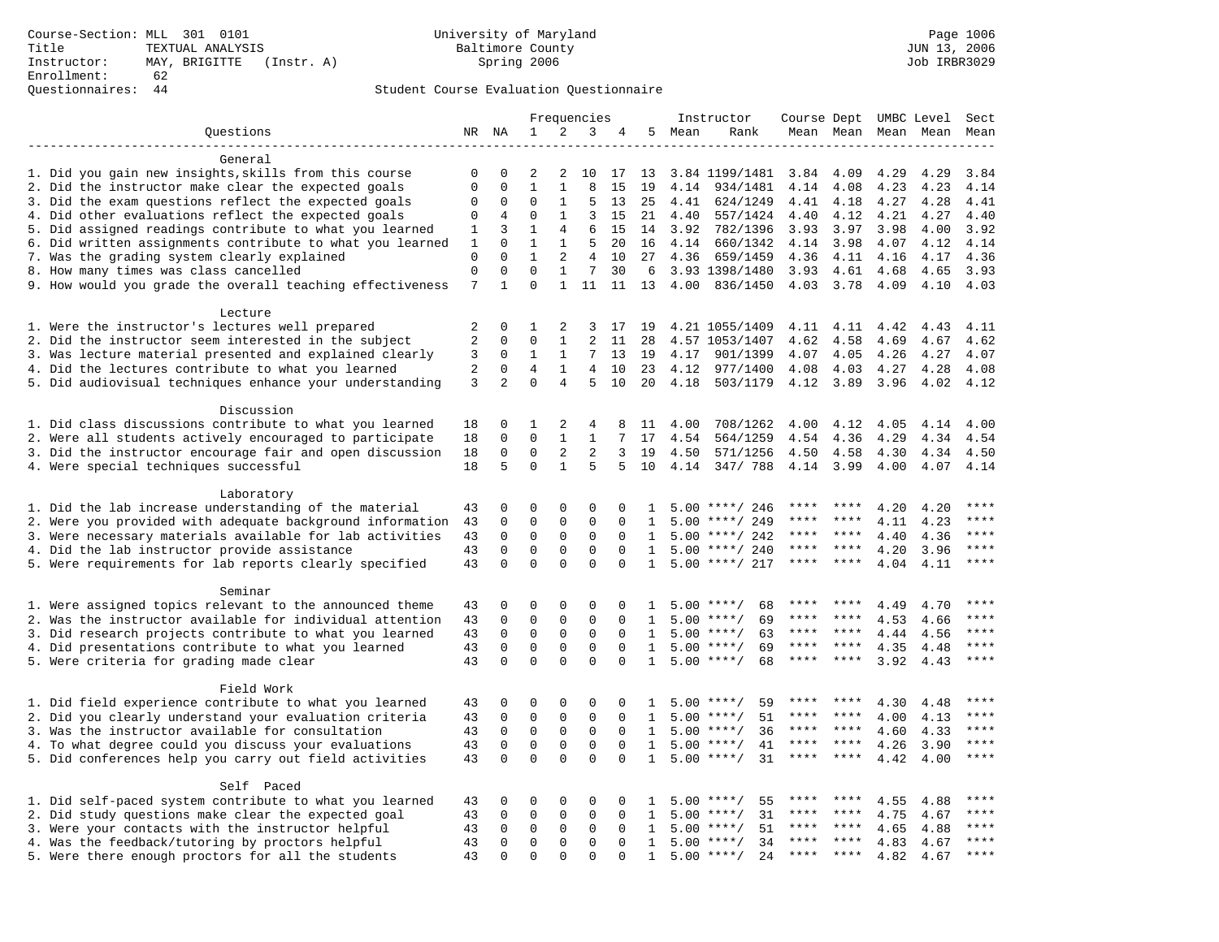Course-Section: MLL 301 0101
Title: TEXTUAL ANALYSIS
Instructor: MAY, BRIGITTE (Instr. A)
Enrollment: 62
Questionnaires: 44

University of Maryland
Baltimore County
Spring 2006

JUN 13, 2006
Job IRBR3029

## Student Course Evaluation Questionnaire

| Questions | NR | NA | 1 | 2 | 3 | 4 | 5 | Instructor Mean | Instructor Rank | Course Mean | Dept Mean | UMBC Level Mean | Level Mean | Sect Mean |
|---|---|---|---|---|---|---|---|---|---|---|---|---|---|---|
| **General** | | | | | | | | | | | | | | |
| 1. Did you gain new insights,skills from this course | 0 | 0 | 2 | 2 | 10 | 17 | 13 | 3.84 | 1199/1481 | 3.84 | 4.09 | 4.29 | 4.29 | 3.84 |
| 2. Did the instructor make clear the expected goals | 0 | 0 | 1 | 1 | 8 | 15 | 19 | 4.14 | 934/1481 | 4.14 | 4.08 | 4.23 | 4.23 | 4.14 |
| 3. Did the exam questions reflect the expected goals | 0 | 0 | 0 | 1 | 5 | 13 | 25 | 4.41 | 624/1249 | 4.41 | 4.18 | 4.27 | 4.28 | 4.41 |
| 4. Did other evaluations reflect the expected goals | 0 | 4 | 0 | 1 | 3 | 15 | 21 | 4.40 | 557/1424 | 4.40 | 4.12 | 4.21 | 4.27 | 4.40 |
| 5. Did assigned readings contribute to what you learned | 1 | 3 | 1 | 4 | 6 | 15 | 14 | 3.92 | 782/1396 | 3.93 | 3.97 | 3.98 | 4.00 | 3.92 |
| 6. Did written assignments contribute to what you learned | 1 | 0 | 1 | 1 | 5 | 20 | 16 | 4.14 | 660/1342 | 4.14 | 3.98 | 4.07 | 4.12 | 4.14 |
| 7. Was the grading system clearly explained | 0 | 0 | 1 | 2 | 4 | 10 | 27 | 4.36 | 659/1459 | 4.36 | 4.11 | 4.16 | 4.17 | 4.36 |
| 8. How many times was class cancelled | 0 | 0 | 0 | 1 | 7 | 30 | 6 | 3.93 | 1398/1480 | 3.93 | 4.61 | 4.68 | 4.65 | 3.93 |
| 9. How would you grade the overall teaching effectiveness | 7 | 1 | 0 | 1 | 11 | 11 | 13 | 4.00 | 836/1450 | 4.03 | 3.78 | 4.09 | 4.10 | 4.03 |
| **Lecture** | | | | | | | | | | | | | | |
| 1. Were the instructor's lectures well prepared | 2 | 0 | 1 | 2 | 3 | 17 | 19 | 4.21 | 1055/1409 | 4.11 | 4.11 | 4.42 | 4.43 | 4.11 |
| 2. Did the instructor seem interested in the subject | 2 | 0 | 0 | 1 | 2 | 11 | 28 | 4.57 | 1053/1407 | 4.62 | 4.58 | 4.69 | 4.67 | 4.62 |
| 3. Was lecture material presented and explained clearly | 3 | 0 | 1 | 1 | 7 | 13 | 19 | 4.17 | 901/1399 | 4.07 | 4.05 | 4.26 | 4.27 | 4.07 |
| 4. Did the lectures contribute to what you learned | 2 | 0 | 4 | 1 | 4 | 10 | 23 | 4.12 | 977/1400 | 4.08 | 4.03 | 4.27 | 4.28 | 4.08 |
| 5. Did audiovisual techniques enhance your understanding | 3 | 2 | 0 | 4 | 5 | 10 | 20 | 4.18 | 503/1179 | 4.12 | 3.89 | 3.96 | 4.02 | 4.12 |
| **Discussion** | | | | | | | | | | | | | | |
| 1. Did class discussions contribute to what you learned | 18 | 0 | 1 | 2 | 4 | 8 | 11 | 4.00 | 708/1262 | 4.00 | 4.12 | 4.05 | 4.14 | 4.00 |
| 2. Were all students actively encouraged to participate | 18 | 0 | 0 | 1 | 1 | 7 | 17 | 4.54 | 564/1259 | 4.54 | 4.36 | 4.29 | 4.34 | 4.54 |
| 3. Did the instructor encourage fair and open discussion | 18 | 0 | 0 | 2 | 2 | 3 | 19 | 4.50 | 571/1256 | 4.50 | 4.58 | 4.30 | 4.34 | 4.50 |
| 4. Were special techniques successful | 18 | 5 | 0 | 1 | 5 | 5 | 10 | 4.14 | 347/ 788 | 4.14 | 3.99 | 4.00 | 4.07 | 4.14 |
| **Laboratory** | | | | | | | | | | | | | | |
| 1. Did the lab increase understanding of the material | 43 | 0 | 0 | 0 | 0 | 0 | 1 | 5.00 | ****/ 246 | **** | **** | 4.20 | 4.20 | **** |
| 2. Were you provided with adequate background information | 43 | 0 | 0 | 0 | 0 | 0 | 1 | 5.00 | ****/ 249 | **** | **** | 4.11 | 4.23 | **** |
| 3. Were necessary materials available for lab activities | 43 | 0 | 0 | 0 | 0 | 0 | 1 | 5.00 | ****/ 242 | **** | **** | 4.40 | 4.36 | **** |
| 4. Did the lab instructor provide assistance | 43 | 0 | 0 | 0 | 0 | 0 | 1 | 5.00 | ****/ 240 | **** | **** | 4.20 | 3.96 | **** |
| 5. Were requirements for lab reports clearly specified | 43 | 0 | 0 | 0 | 0 | 0 | 1 | 5.00 | ****/ 217 | **** | **** | 4.04 | 4.11 | **** |
| **Seminar** | | | | | | | | | | | | | | |
| 1. Were assigned topics relevant to the announced theme | 43 | 0 | 0 | 0 | 0 | 0 | 1 | 5.00 | ****/ 68 | **** | **** | 4.49 | 4.70 | **** |
| 2. Was the instructor available for individual attention | 43 | 0 | 0 | 0 | 0 | 0 | 1 | 5.00 | ****/ 69 | **** | **** | 4.53 | 4.66 | **** |
| 3. Did research projects contribute to what you learned | 43 | 0 | 0 | 0 | 0 | 0 | 1 | 5.00 | ****/ 63 | **** | **** | 4.44 | 4.56 | **** |
| 4. Did presentations contribute to what you learned | 43 | 0 | 0 | 0 | 0 | 0 | 1 | 5.00 | ****/ 69 | **** | **** | 4.35 | 4.48 | **** |
| 5. Were criteria for grading made clear | 43 | 0 | 0 | 0 | 0 | 0 | 1 | 5.00 | ****/ 68 | **** | **** | 3.92 | 4.43 | **** |
| **Field Work** | | | | | | | | | | | | | | |
| 1. Did field experience contribute to what you learned | 43 | 0 | 0 | 0 | 0 | 0 | 1 | 5.00 | ****/ 59 | **** | **** | 4.30 | 4.48 | **** |
| 2. Did you clearly understand your evaluation criteria | 43 | 0 | 0 | 0 | 0 | 0 | 1 | 5.00 | ****/ 51 | **** | **** | 4.00 | 4.13 | **** |
| 3. Was the instructor available for consultation | 43 | 0 | 0 | 0 | 0 | 0 | 1 | 5.00 | ****/ 36 | **** | **** | 4.60 | 4.33 | **** |
| 4. To what degree could you discuss your evaluations | 43 | 0 | 0 | 0 | 0 | 0 | 1 | 5.00 | ****/ 41 | **** | **** | 4.26 | 3.90 | **** |
| 5. Did conferences help you carry out field activities | 43 | 0 | 0 | 0 | 0 | 0 | 1 | 5.00 | ****/ 31 | **** | **** | 4.42 | 4.00 | **** |
| **Self Paced** | | | | | | | | | | | | | | |
| 1. Did self-paced system contribute to what you learned | 43 | 0 | 0 | 0 | 0 | 0 | 1 | 5.00 | ****/ 55 | **** | **** | 4.55 | 4.88 | **** |
| 2. Did study questions make clear the expected goal | 43 | 0 | 0 | 0 | 0 | 0 | 1 | 5.00 | ****/ 31 | **** | **** | 4.75 | 4.67 | **** |
| 3. Were your contacts with the instructor helpful | 43 | 0 | 0 | 0 | 0 | 0 | 1 | 5.00 | ****/ 51 | **** | **** | 4.65 | 4.88 | **** |
| 4. Was the feedback/tutoring by proctors helpful | 43 | 0 | 0 | 0 | 0 | 0 | 1 | 5.00 | ****/ 34 | **** | **** | 4.83 | 4.67 | **** |
| 5. Were there enough proctors for all the students | 43 | 0 | 0 | 0 | 0 | 0 | 1 | 5.00 | ****/ 24 | **** | **** | 4.82 | 4.67 | **** |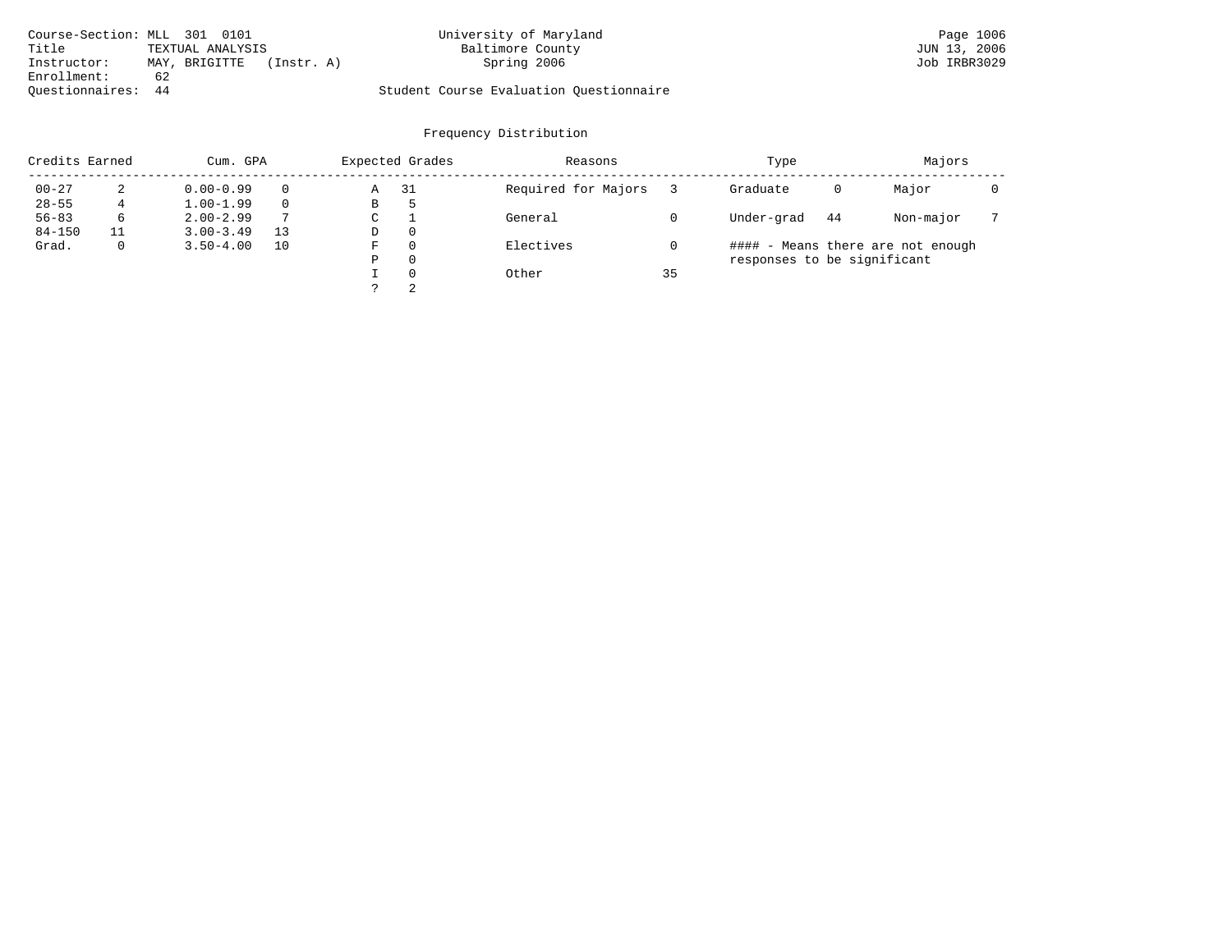Course-Section: MLL 301 0101
Title: TEXTUAL ANALYSIS
Instructor: MAY, BRIGITTE (Instr. A)
Enrollment: 62
Questionnaires: 44

University of Maryland
Baltimore County
Spring 2006

Student Course Evaluation Questionnaire

Page 1006
JUN 13, 2006
Job IRBR3029

## Frequency Distribution

| Credits Earned | | Cum. GPA | | Expected Grades | | Reasons | | Type | | Majors | |
|---|---|---|---|---|---|---|---|---|---|---|---|
| 00-27 | 2 | 0.00-0.99 | 0 | A | 31 | Required for Majors | 3 | Graduate | 0 | Major | 0 |
| 28-55 | 4 | 1.00-1.99 | 0 | B | 5 | | | | | | |
| 56-83 | 6 | 2.00-2.99 | 7 | C | 1 | General | 0 | Under-grad | 44 | Non-major | 7 |
| 84-150 | 11 | 3.00-3.49 | 13 | D | 0 | | | | | | |
| Grad. | 0 | 3.50-4.00 | 10 | F | 0 | Electives | 0 | | | | |
| | | | | P | 0 | | | | | | |
| | | | | I | 0 | Other | 35 | | | | |
| | | | | ? | 2 | | | | | | |

#### - Means there are not enough responses to be significant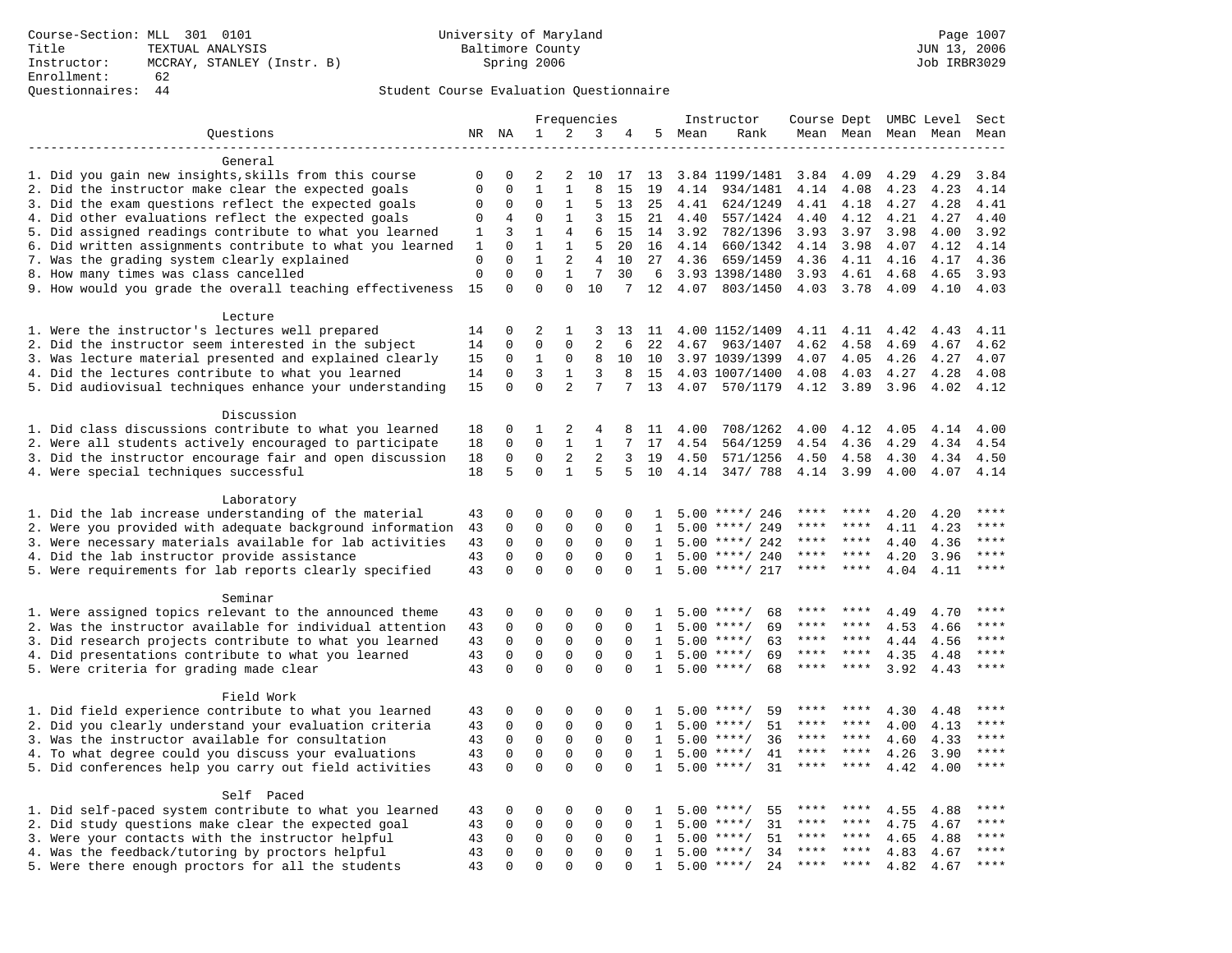Course-Section: MLL 301 0101
Title: TEXTUAL ANALYSIS
Instructor: MCCRAY, STANLEY (Instr. B)
Enrollment: 62
Questionnaires: 44

University of Maryland
Baltimore County
Spring 2006

Page 1007
JUN 13, 2006
Job IRBR3029

Student Course Evaluation Questionnaire

| Questions | NR | NA | 1 | 2 | 3 | 4 | 5 | Instructor Mean | Instructor Rank | Course Mean | Dept Mean | UMBC Level Mean | Level Mean | Sect Mean |
|---|---|---|---|---|---|---|---|---|---|---|---|---|---|---|
| **General** | | | | | | | | | | | | | | |
| 1. Did you gain new insights,skills from this course | 0 | 0 | 2 | 2 | 10 | 17 | 13 | 3.84 | 1199/1481 | 3.84 | 4.09 | 4.29 | 4.29 | 3.84 |
| 2. Did the instructor make clear the expected goals | 0 | 0 | 1 | 1 | 8 | 15 | 19 | 4.14 | 934/1481 | 4.14 | 4.08 | 4.23 | 4.23 | 4.14 |
| 3. Did the exam questions reflect the expected goals | 0 | 0 | 0 | 1 | 5 | 13 | 25 | 4.41 | 624/1249 | 4.41 | 4.18 | 4.27 | 4.28 | 4.41 |
| 4. Did other evaluations reflect the expected goals | 0 | 4 | 0 | 1 | 3 | 15 | 21 | 4.40 | 557/1424 | 4.40 | 4.12 | 4.21 | 4.27 | 4.40 |
| 5. Did assigned readings contribute to what you learned | 1 | 3 | 1 | 4 | 6 | 15 | 14 | 3.92 | 782/1396 | 3.93 | 3.97 | 3.98 | 4.00 | 3.92 |
| 6. Did written assignments contribute to what you learned | 1 | 0 | 1 | 1 | 5 | 20 | 16 | 4.14 | 660/1342 | 4.14 | 3.98 | 4.07 | 4.12 | 4.14 |
| 7. Was the grading system clearly explained | 0 | 0 | 1 | 2 | 4 | 10 | 27 | 4.36 | 659/1459 | 4.36 | 4.11 | 4.16 | 4.17 | 4.36 |
| 8. How many times was class cancelled | 0 | 0 | 0 | 1 | 7 | 30 | 6 | 3.93 | 1398/1480 | 3.93 | 4.61 | 4.68 | 4.65 | 3.93 |
| 9. How would you grade the overall teaching effectiveness | 15 | 0 | 0 | 0 | 10 | 7 | 12 | 4.07 | 803/1450 | 4.03 | 3.78 | 4.09 | 4.10 | 4.03 |
| **Lecture** | | | | | | | | | | | | | | |
| 1. Were the instructor's lectures well prepared | 14 | 0 | 2 | 1 | 3 | 13 | 11 | 4.00 | 1152/1409 | 4.11 | 4.11 | 4.42 | 4.43 | 4.11 |
| 2. Did the instructor seem interested in the subject | 14 | 0 | 0 | 0 | 2 | 6 | 22 | 4.67 | 963/1407 | 4.62 | 4.58 | 4.69 | 4.67 | 4.62 |
| 3. Was lecture material presented and explained clearly | 15 | 0 | 1 | 0 | 8 | 10 | 10 | 3.97 | 1039/1399 | 4.07 | 4.05 | 4.26 | 4.27 | 4.07 |
| 4. Did the lectures contribute to what you learned | 14 | 0 | 3 | 1 | 3 | 8 | 15 | 4.03 | 1007/1400 | 4.08 | 4.03 | 4.27 | 4.28 | 4.08 |
| 5. Did audiovisual techniques enhance your understanding | 15 | 0 | 0 | 2 | 7 | 7 | 13 | 4.07 | 570/1179 | 4.12 | 3.89 | 3.96 | 4.02 | 4.12 |
| **Discussion** | | | | | | | | | | | | | | |
| 1. Did class discussions contribute to what you learned | 18 | 0 | 1 | 2 | 4 | 8 | 11 | 4.00 | 708/1262 | 4.00 | 4.12 | 4.05 | 4.14 | 4.00 |
| 2. Were all students actively encouraged to participate | 18 | 0 | 0 | 1 | 1 | 7 | 17 | 4.54 | 564/1259 | 4.54 | 4.36 | 4.29 | 4.34 | 4.54 |
| 3. Did the instructor encourage fair and open discussion | 18 | 0 | 0 | 2 | 2 | 3 | 19 | 4.50 | 571/1256 | 4.50 | 4.58 | 4.30 | 4.34 | 4.50 |
| 4. Were special techniques successful | 18 | 5 | 0 | 1 | 5 | 5 | 10 | 4.14 | 347/ 788 | 4.14 | 3.99 | 4.00 | 4.07 | 4.14 |
| **Laboratory** | | | | | | | | | | | | | | |
| 1. Did the lab increase understanding of the material | 43 | 0 | 0 | 0 | 0 | 0 | 1 | 5.00 | ****/ 246 | **** | **** | 4.20 | 4.20 | **** |
| 2. Were you provided with adequate background information | 43 | 0 | 0 | 0 | 0 | 0 | 1 | 5.00 | ****/ 249 | **** | **** | 4.11 | 4.23 | **** |
| 3. Were necessary materials available for lab activities | 43 | 0 | 0 | 0 | 0 | 0 | 1 | 5.00 | ****/ 242 | **** | **** | 4.40 | 4.36 | **** |
| 4. Did the lab instructor provide assistance | 43 | 0 | 0 | 0 | 0 | 0 | 1 | 5.00 | ****/ 240 | **** | **** | 4.20 | 3.96 | **** |
| 5. Were requirements for lab reports clearly specified | 43 | 0 | 0 | 0 | 0 | 0 | 1 | 5.00 | ****/ 217 | **** | **** | 4.04 | 4.11 | **** |
| **Seminar** | | | | | | | | | | | | | | |
| 1. Were assigned topics relevant to the announced theme | 43 | 0 | 0 | 0 | 0 | 0 | 1 | 5.00 | ****/ 68 | **** | **** | 4.49 | 4.70 | **** |
| 2. Was the instructor available for individual attention | 43 | 0 | 0 | 0 | 0 | 0 | 1 | 5.00 | ****/ 69 | **** | **** | 4.53 | 4.66 | **** |
| 3. Did research projects contribute to what you learned | 43 | 0 | 0 | 0 | 0 | 0 | 1 | 5.00 | ****/ 63 | **** | **** | 4.44 | 4.56 | **** |
| 4. Did presentations contribute to what you learned | 43 | 0 | 0 | 0 | 0 | 0 | 1 | 5.00 | ****/ 69 | **** | **** | 4.35 | 4.48 | **** |
| 5. Were criteria for grading made clear | 43 | 0 | 0 | 0 | 0 | 0 | 1 | 5.00 | ****/ 68 | **** | **** | 3.92 | 4.43 | **** |
| **Field Work** | | | | | | | | | | | | | | |
| 1. Did field experience contribute to what you learned | 43 | 0 | 0 | 0 | 0 | 0 | 1 | 5.00 | ****/ 59 | **** | **** | 4.30 | 4.48 | **** |
| 2. Did you clearly understand your evaluation criteria | 43 | 0 | 0 | 0 | 0 | 0 | 1 | 5.00 | ****/ 51 | **** | **** | 4.00 | 4.13 | **** |
| 3. Was the instructor available for consultation | 43 | 0 | 0 | 0 | 0 | 0 | 1 | 5.00 | ****/ 36 | **** | **** | 4.60 | 4.33 | **** |
| 4. To what degree could you discuss your evaluations | 43 | 0 | 0 | 0 | 0 | 0 | 1 | 5.00 | ****/ 41 | **** | **** | 4.26 | 3.90 | **** |
| 5. Did conferences help you carry out field activities | 43 | 0 | 0 | 0 | 0 | 0 | 1 | 5.00 | ****/ 31 | **** | **** | 4.42 | 4.00 | **** |
| **Self Paced** | | | | | | | | | | | | | | |
| 1. Did self-paced system contribute to what you learned | 43 | 0 | 0 | 0 | 0 | 0 | 1 | 5.00 | ****/ 55 | **** | **** | 4.55 | 4.88 | **** |
| 2. Did study questions make clear the expected goal | 43 | 0 | 0 | 0 | 0 | 0 | 1 | 5.00 | ****/ 31 | **** | **** | 4.75 | 4.67 | **** |
| 3. Were your contacts with the instructor helpful | 43 | 0 | 0 | 0 | 0 | 0 | 1 | 5.00 | ****/ 51 | **** | **** | 4.65 | 4.88 | **** |
| 4. Was the feedback/tutoring by proctors helpful | 43 | 0 | 0 | 0 | 0 | 0 | 1 | 5.00 | ****/ 34 | **** | **** | 4.83 | 4.67 | **** |
| 5. Were there enough proctors for all the students | 43 | 0 | 0 | 0 | 0 | 0 | 1 | 5.00 | ****/ 24 | **** | **** | 4.82 | 4.67 | **** |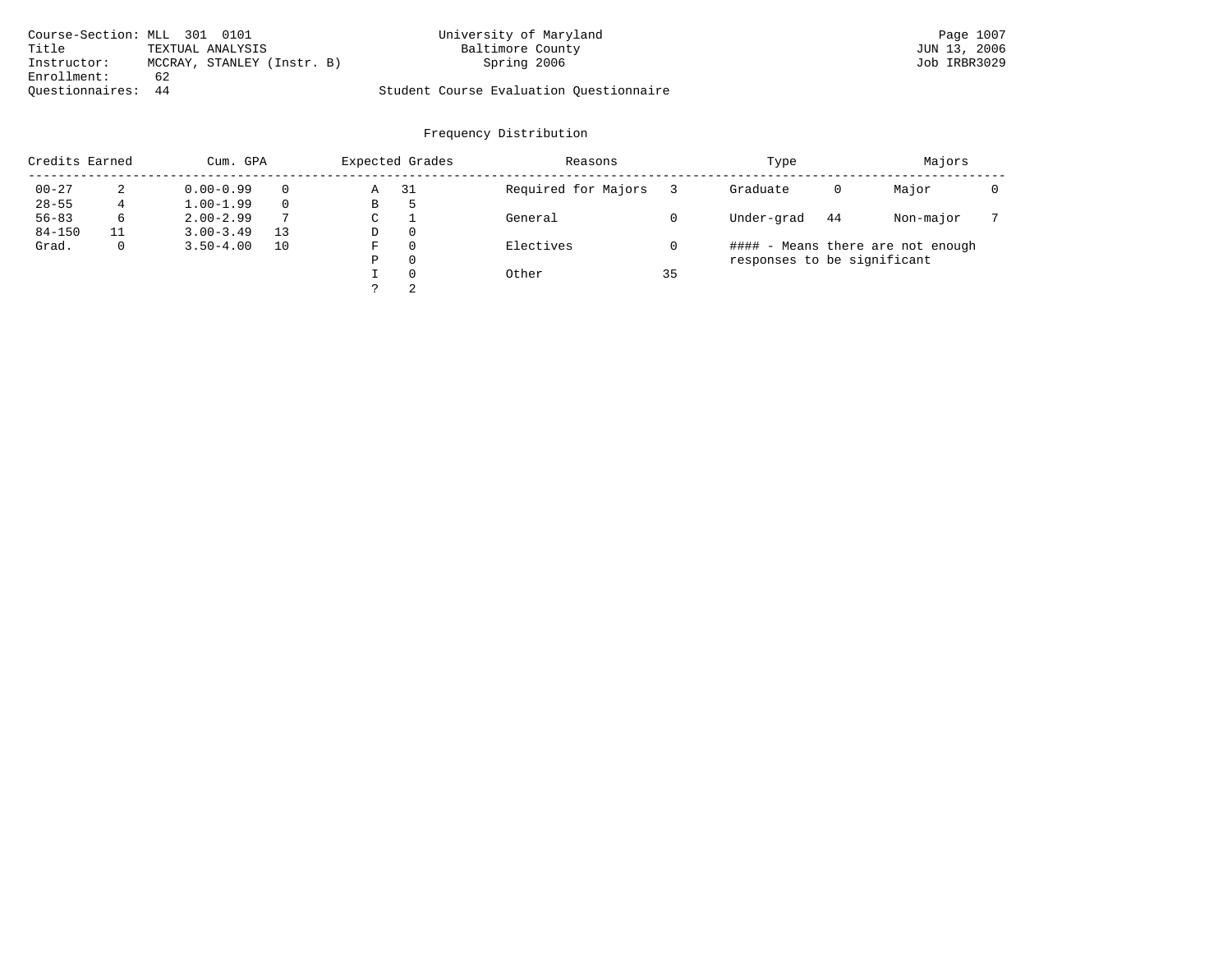Course-Section: MLL 301 0101
Title: TEXTUAL ANALYSIS
Instructor: MCCRAY, STANLEY (Instr. B)
Enrollment: 62
Questionnaires: 44

University of Maryland
Baltimore County
Spring 2006

Student Course Evaluation Questionnaire

Page 1007
JUN 13, 2006
Job IRBR3029

## Frequency Distribution

| Credits Earned | | Cum. GPA | | Expected Grades | | Reasons | | Type | | Majors | |
|---|---|---|---|---|---|---|---|---|---|---|---|
| 00-27 | 2 | 0.00-0.99 | 0 | A | 31 | Required for Majors | 3 | Graduate | 0 | Major | 0 |
| 28-55 | 4 | 1.00-1.99 | 0 | B | 5 | | | | | | |
| 56-83 | 6 | 2.00-2.99 | 7 | C | 1 | General | 0 | Under-grad | 44 | Non-major | 7 |
| 84-150 | 11 | 3.00-3.49 | 13 | D | 0 | | | | | | |
| Grad. | 0 | 3.50-4.00 | 10 | F | 0 | Electives | 0 | | | | |
| | | | | P | 0 | | | | | | |
| | | | | I | 0 | Other | 35 | | | | |
| | | | | ? | 2 | | | | | | |

#### - Means there are not enough responses to be significant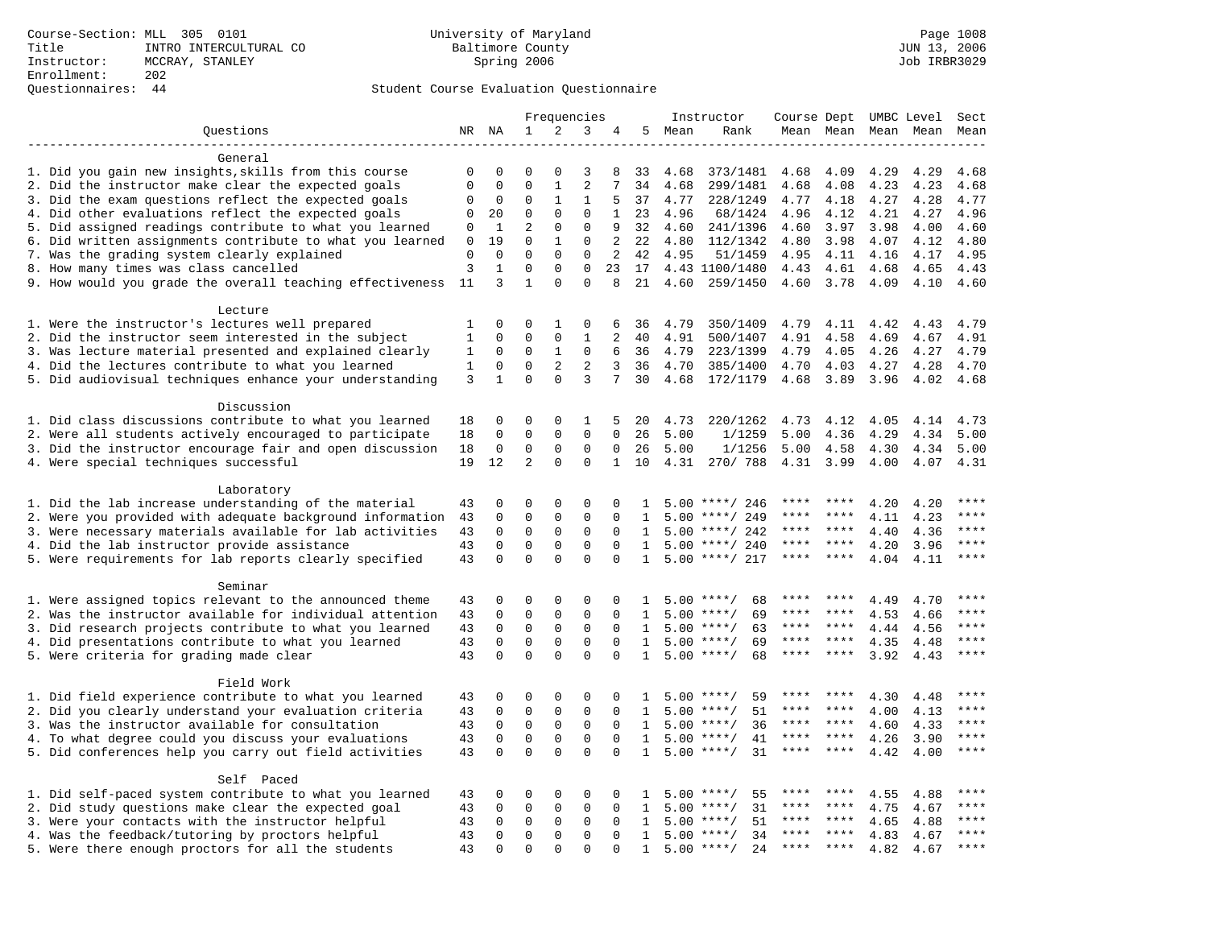Course-Section: MLL 305 0101
Title: INTRO INTERCULTURAL CO
Instructor: MCCRAY, STANLEY
Enrollment: 202
Questionnaires: 44

University of Maryland
Baltimore County
Spring 2006

JUN 13, 2006
Job IRBR3029

Student Course Evaluation Questionnaire

| Questions | NR | NA | 1 | 2 | 3 | 4 | 5 | Instructor Mean | Instructor Rank | Course Mean | Dept Mean | UMBC Level Mean | Level Mean | Sect Mean |
|---|---|---|---|---|---|---|---|---|---|---|---|---|---|---|
| **General** | | | | | | | | | | | | | | |
| 1. Did you gain new insights,skills from this course | 0 | 0 | 0 | 0 | 3 | 8 | 33 | 4.68 | 373/1481 | 4.68 | 4.09 | 4.29 | 4.29 | 4.68 |
| 2. Did the instructor make clear the expected goals | 0 | 0 | 0 | 1 | 2 | 7 | 34 | 4.68 | 299/1481 | 4.68 | 4.08 | 4.23 | 4.23 | 4.68 |
| 3. Did the exam questions reflect the expected goals | 0 | 0 | 0 | 1 | 1 | 5 | 37 | 4.77 | 228/1249 | 4.77 | 4.18 | 4.27 | 4.28 | 4.77 |
| 4. Did other evaluations reflect the expected goals | 0 | 20 | 0 | 0 | 0 | 1 | 23 | 4.96 | 68/1424 | 4.96 | 4.12 | 4.21 | 4.27 | 4.96 |
| 5. Did assigned readings contribute to what you learned | 0 | 1 | 2 | 0 | 0 | 9 | 32 | 4.60 | 241/1396 | 4.60 | 3.97 | 3.98 | 4.00 | 4.60 |
| 6. Did written assignments contribute to what you learned | 0 | 19 | 0 | 1 | 0 | 2 | 22 | 4.80 | 112/1342 | 4.80 | 3.98 | 4.07 | 4.12 | 4.80 |
| 7. Was the grading system clearly explained | 0 | 0 | 0 | 0 | 0 | 2 | 42 | 4.95 | 51/1459 | 4.95 | 4.11 | 4.16 | 4.17 | 4.95 |
| 8. How many times was class cancelled | 3 | 1 | 0 | 0 | 0 | 23 | 17 | 4.43 | 1100/1480 | 4.43 | 4.61 | 4.68 | 4.65 | 4.43 |
| 9. How would you grade the overall teaching effectiveness | 11 | 3 | 1 | 0 | 0 | 8 | 21 | 4.60 | 259/1450 | 4.60 | 3.78 | 4.09 | 4.10 | 4.60 |
| **Lecture** | | | | | | | | | | | | | | |
| 1. Were the instructor's lectures well prepared | 1 | 0 | 0 | 1 | 0 | 6 | 36 | 4.79 | 350/1409 | 4.79 | 4.11 | 4.42 | 4.43 | 4.79 |
| 2. Did the instructor seem interested in the subject | 1 | 0 | 0 | 0 | 1 | 2 | 40 | 4.91 | 500/1407 | 4.91 | 4.58 | 4.69 | 4.67 | 4.91 |
| 3. Was lecture material presented and explained clearly | 1 | 0 | 0 | 1 | 0 | 6 | 36 | 4.79 | 223/1399 | 4.79 | 4.05 | 4.26 | 4.27 | 4.79 |
| 4. Did the lectures contribute to what you learned | 1 | 0 | 0 | 2 | 2 | 3 | 36 | 4.70 | 385/1400 | 4.70 | 4.03 | 4.27 | 4.28 | 4.70 |
| 5. Did audiovisual techniques enhance your understanding | 3 | 1 | 0 | 0 | 3 | 7 | 30 | 4.68 | 172/1179 | 4.68 | 3.89 | 3.96 | 4.02 | 4.68 |
| **Discussion** | | | | | | | | | | | | | | |
| 1. Did class discussions contribute to what you learned | 18 | 0 | 0 | 0 | 1 | 5 | 20 | 4.73 | 220/1262 | 4.73 | 4.12 | 4.05 | 4.14 | 4.73 |
| 2. Were all students actively encouraged to participate | 18 | 0 | 0 | 0 | 0 | 0 | 26 | 5.00 | 1/1259 | 5.00 | 4.36 | 4.29 | 4.34 | 5.00 |
| 3. Did the instructor encourage fair and open discussion | 18 | 0 | 0 | 0 | 0 | 0 | 26 | 5.00 | 1/1256 | 5.00 | 4.58 | 4.30 | 4.34 | 5.00 |
| 4. Were special techniques successful | 19 | 12 | 2 | 0 | 0 | 1 | 10 | 4.31 | 270/ 788 | 4.31 | 3.99 | 4.00 | 4.07 | 4.31 |
| **Laboratory** | | | | | | | | | | | | | | |
| 1. Did the lab increase understanding of the material | 43 | 0 | 0 | 0 | 0 | 0 | 1 | 5.00 | ****/ 246 | **** | **** | 4.20 | 4.20 | **** |
| 2. Were you provided with adequate background information | 43 | 0 | 0 | 0 | 0 | 0 | 1 | 5.00 | ****/ 249 | **** | **** | 4.11 | 4.23 | **** |
| 3. Were necessary materials available for lab activities | 43 | 0 | 0 | 0 | 0 | 0 | 1 | 5.00 | ****/ 242 | **** | **** | 4.40 | 4.36 | **** |
| 4. Did the lab instructor provide assistance | 43 | 0 | 0 | 0 | 0 | 0 | 1 | 5.00 | ****/ 240 | **** | **** | 4.20 | 3.96 | **** |
| 5. Were requirements for lab reports clearly specified | 43 | 0 | 0 | 0 | 0 | 0 | 1 | 5.00 | ****/ 217 | **** | **** | 4.04 | 4.11 | **** |
| **Seminar** | | | | | | | | | | | | | | |
| 1. Were assigned topics relevant to the announced theme | 43 | 0 | 0 | 0 | 0 | 0 | 1 | 5.00 | ****/ 68 | **** | **** | 4.49 | 4.70 | **** |
| 2. Was the instructor available for individual attention | 43 | 0 | 0 | 0 | 0 | 0 | 1 | 5.00 | ****/ 69 | **** | **** | 4.53 | 4.66 | **** |
| 3. Did research projects contribute to what you learned | 43 | 0 | 0 | 0 | 0 | 0 | 1 | 5.00 | ****/ 63 | **** | **** | 4.44 | 4.56 | **** |
| 4. Did presentations contribute to what you learned | 43 | 0 | 0 | 0 | 0 | 0 | 1 | 5.00 | ****/ 69 | **** | **** | 4.35 | 4.48 | **** |
| 5. Were criteria for grading made clear | 43 | 0 | 0 | 0 | 0 | 0 | 1 | 5.00 | ****/ 68 | **** | **** | 3.92 | 4.43 | **** |
| **Field Work** | | | | | | | | | | | | | | |
| 1. Did field experience contribute to what you learned | 43 | 0 | 0 | 0 | 0 | 0 | 1 | 5.00 | ****/ 59 | **** | **** | 4.30 | 4.48 | **** |
| 2. Did you clearly understand your evaluation criteria | 43 | 0 | 0 | 0 | 0 | 0 | 1 | 5.00 | ****/ 51 | **** | **** | 4.00 | 4.13 | **** |
| 3. Was the instructor available for consultation | 43 | 0 | 0 | 0 | 0 | 0 | 1 | 5.00 | ****/ 36 | **** | **** | 4.60 | 4.33 | **** |
| 4. To what degree could you discuss your evaluations | 43 | 0 | 0 | 0 | 0 | 0 | 1 | 5.00 | ****/ 41 | **** | **** | 4.26 | 3.90 | **** |
| 5. Did conferences help you carry out field activities | 43 | 0 | 0 | 0 | 0 | 0 | 1 | 5.00 | ****/ 31 | **** | **** | 4.42 | 4.00 | **** |
| **Self Paced** | | | | | | | | | | | | | | |
| 1. Did self-paced system contribute to what you learned | 43 | 0 | 0 | 0 | 0 | 0 | 1 | 5.00 | ****/ 55 | **** | **** | 4.55 | 4.88 | **** |
| 2. Did study questions make clear the expected goal | 43 | 0 | 0 | 0 | 0 | 0 | 1 | 5.00 | ****/ 31 | **** | **** | 4.75 | 4.67 | **** |
| 3. Were your contacts with the instructor helpful | 43 | 0 | 0 | 0 | 0 | 0 | 1 | 5.00 | ****/ 51 | **** | **** | 4.65 | 4.88 | **** |
| 4. Was the feedback/tutoring by proctors helpful | 43 | 0 | 0 | 0 | 0 | 0 | 1 | 5.00 | ****/ 34 | **** | **** | 4.83 | 4.67 | **** |
| 5. Were there enough proctors for all the students | 43 | 0 | 0 | 0 | 0 | 0 | 1 | 5.00 | ****/ 24 | **** | **** | 4.82 | 4.67 | **** |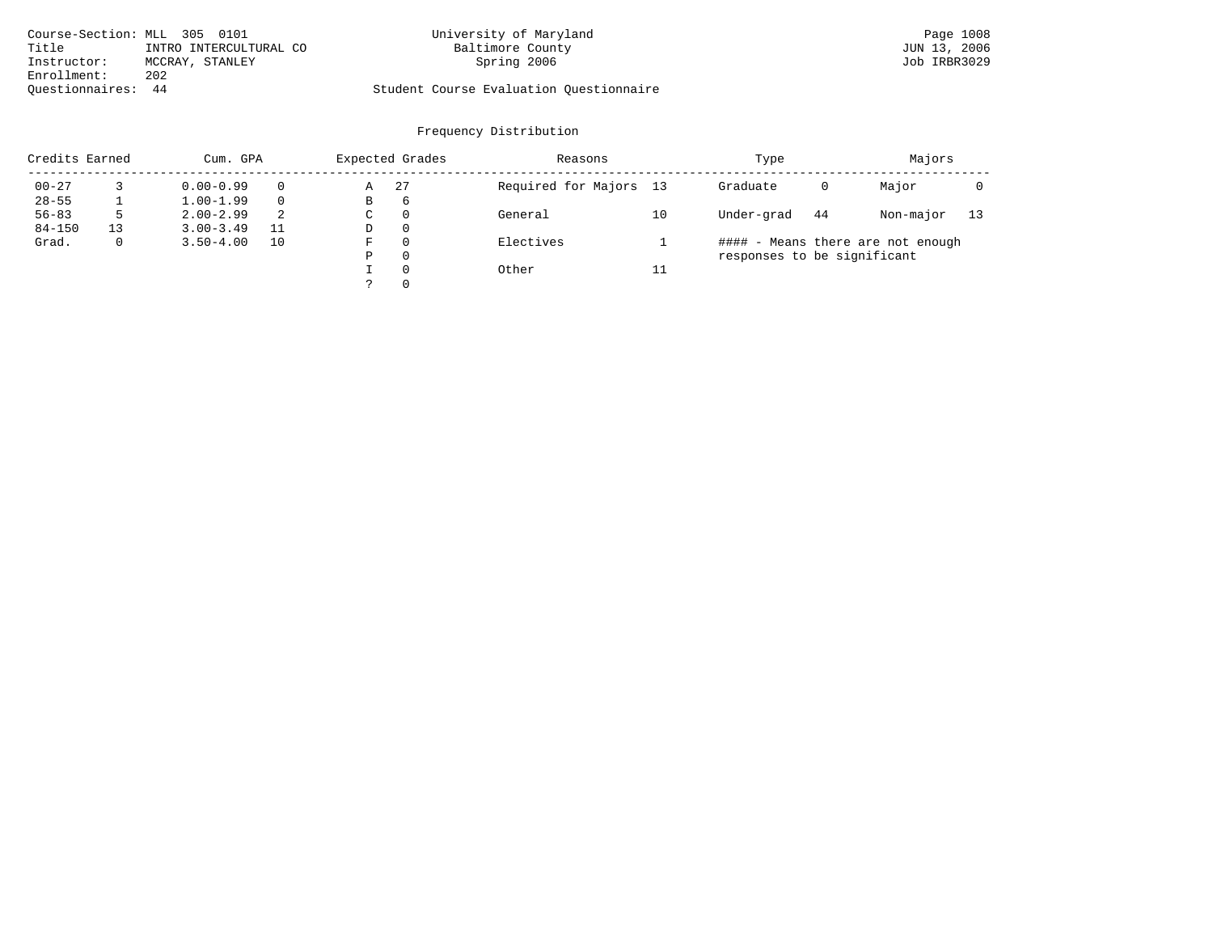Course-Section: MLL 305 0101
Title INTRO INTERCULTURAL CO
Instructor: MCCRAY, STANLEY
Enrollment: 202
Questionnaires: 44

University of Maryland
Baltimore County
Spring 2006

Student Course Evaluation Questionnaire

JUN 13, 2006
Job IRBR3029

## Frequency Distribution

| Credits Earned | | Cum. GPA | | Expected Grades | | Reasons | | Type | | Majors | |
|---|---|---|---|---|---|---|---|---|---|---|---|
| 00-27 | 3 | 0.00-0.99 | 0 | A | 27 | Required for Majors | 13 | Graduate | 0 | Major | 0 |
| 28-55 | 1 | 1.00-1.99 | 0 | B | 6 | | | | | | |
| 56-83 | 5 | 2.00-2.99 | 2 | C | 0 | General | 10 | Under-grad | 44 | Non-major | 13 |
| 84-150 | 13 | 3.00-3.49 | 11 | D | 0 | | | | | | |
| Grad. | 0 | 3.50-4.00 | 10 | F | 0 | Electives | 1 | | | | |
| | | | | P | 0 | | | | | | |
| | | | | I | 0 | Other | 11 | | | | |
| | | | | ? | 0 | | | | | | |

#### - Means there are not enough responses to be significant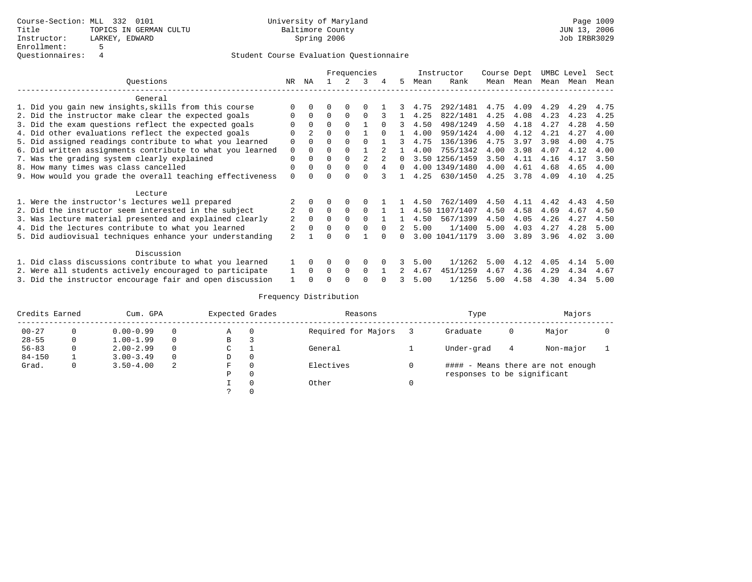Course-Section: MLL 332 0101
Title: TOPICS IN GERMAN CULTU
Instructor: LARKEY, EDWARD
Enrollment: 5
Questionnaires: 4

University of Maryland
Baltimore County
Spring 2006

Page 1009
JUN 13, 2006
Job IRBR3029

Student Course Evaluation Questionnaire

| Questions | NR | NA | 1 | 2 | 3 | 4 | 5 | Instructor Mean | Rank | Course Mean | Dept Mean | UMBC Mean | Level Mean | Sect Mean |
|---|---|---|---|---|---|---|---|---|---|---|---|---|---|---|
| **General** | | | | | | | | | | | | | | |
| 1. Did you gain new insights,skills from this course | 0 | 0 | 0 | 0 | 0 | 1 | 3 | 4.75 | 292/1481 | 4.75 | 4.09 | 4.29 | 4.29 | 4.75 |
| 2. Did the instructor make clear the expected goals | 0 | 0 | 0 | 0 | 0 | 3 | 1 | 4.25 | 822/1481 | 4.25 | 4.08 | 4.23 | 4.23 | 4.25 |
| 3. Did the exam questions reflect the expected goals | 0 | 0 | 0 | 0 | 1 | 0 | 3 | 4.50 | 498/1249 | 4.50 | 4.18 | 4.27 | 4.28 | 4.50 |
| 4. Did other evaluations reflect the expected goals | 0 | 2 | 0 | 0 | 1 | 0 | 1 | 4.00 | 959/1424 | 4.00 | 4.12 | 4.21 | 4.27 | 4.00 |
| 5. Did assigned readings contribute to what you learned | 0 | 0 | 0 | 0 | 0 | 1 | 3 | 4.75 | 136/1396 | 4.75 | 3.97 | 3.98 | 4.00 | 4.75 |
| 6. Did written assignments contribute to what you learned | 0 | 0 | 0 | 0 | 1 | 2 | 1 | 4.00 | 755/1342 | 4.00 | 3.98 | 4.07 | 4.12 | 4.00 |
| 7. Was the grading system clearly explained | 0 | 0 | 0 | 0 | 2 | 2 | 0 | 3.50 | 1256/1459 | 3.50 | 4.11 | 4.16 | 4.17 | 3.50 |
| 8. How many times was class cancelled | 0 | 0 | 0 | 0 | 0 | 4 | 0 | 4.00 | 1349/1480 | 4.00 | 4.61 | 4.68 | 4.65 | 4.00 |
| 9. How would you grade the overall teaching effectiveness | 0 | 0 | 0 | 0 | 0 | 3 | 1 | 4.25 | 630/1450 | 4.25 | 3.78 | 4.09 | 4.10 | 4.25 |
| **Lecture** | | | | | | | | | | | | | | |
| 1. Were the instructor's lectures well prepared | 2 | 0 | 0 | 0 | 0 | 1 | 1 | 4.50 | 762/1409 | 4.50 | 4.11 | 4.42 | 4.43 | 4.50 |
| 2. Did the instructor seem interested in the subject | 2 | 0 | 0 | 0 | 0 | 1 | 1 | 4.50 | 1107/1407 | 4.50 | 4.58 | 4.69 | 4.67 | 4.50 |
| 3. Was lecture material presented and explained clearly | 2 | 0 | 0 | 0 | 0 | 1 | 1 | 4.50 | 567/1399 | 4.50 | 4.05 | 4.26 | 4.27 | 4.50 |
| 4. Did the lectures contribute to what you learned | 2 | 0 | 0 | 0 | 0 | 0 | 2 | 5.00 | 1/1400 | 5.00 | 4.03 | 4.27 | 4.28 | 5.00 |
| 5. Did audiovisual techniques enhance your understanding | 2 | 1 | 0 | 0 | 1 | 0 | 0 | 3.00 | 1041/1179 | 3.00 | 3.89 | 3.96 | 4.02 | 3.00 |
| **Discussion** | | | | | | | | | | | | | | |
| 1. Did class discussions contribute to what you learned | 1 | 0 | 0 | 0 | 0 | 0 | 3 | 5.00 | 1/1262 | 5.00 | 4.12 | 4.05 | 4.14 | 5.00 |
| 2. Were all students actively encouraged to participate | 1 | 0 | 0 | 0 | 0 | 1 | 2 | 4.67 | 451/1259 | 4.67 | 4.36 | 4.29 | 4.34 | 4.67 |
| 3. Did the instructor encourage fair and open discussion | 1 | 0 | 0 | 0 | 0 | 0 | 3 | 5.00 | 1/1256 | 5.00 | 4.58 | 4.30 | 4.34 | 5.00 |

Frequency Distribution

| Credits Earned | | Cum. GPA | | Expected Grades | | Reasons | | Type | | Majors | |
|---|---|---|---|---|---|---|---|---|---|---|---|
| 00-27 | 0 | 0.00-0.99 | 0 | A | 0 | Required for Majors | 3 | Graduate | 0 | Major | 0 |
| 28-55 | 0 | 1.00-1.99 | 0 | B | 3 | | | | | | |
| 56-83 | 0 | 2.00-2.99 | 0 | C | 1 | General | 1 | Under-grad | 4 | Non-major | 1 |
| 84-150 | 1 | 3.00-3.49 | 0 | D | 0 | | | | | | |
| Grad. | 0 | 3.50-4.00 | 2 | F | 0 | Electives | 0 | #### - Means there are not enough responses to be significant | | | |
| | | | | P | 0 | | | | | | |
| | | | | I | 0 | Other | 0 | | | | |
| | | | | ? | 0 | | | | | | |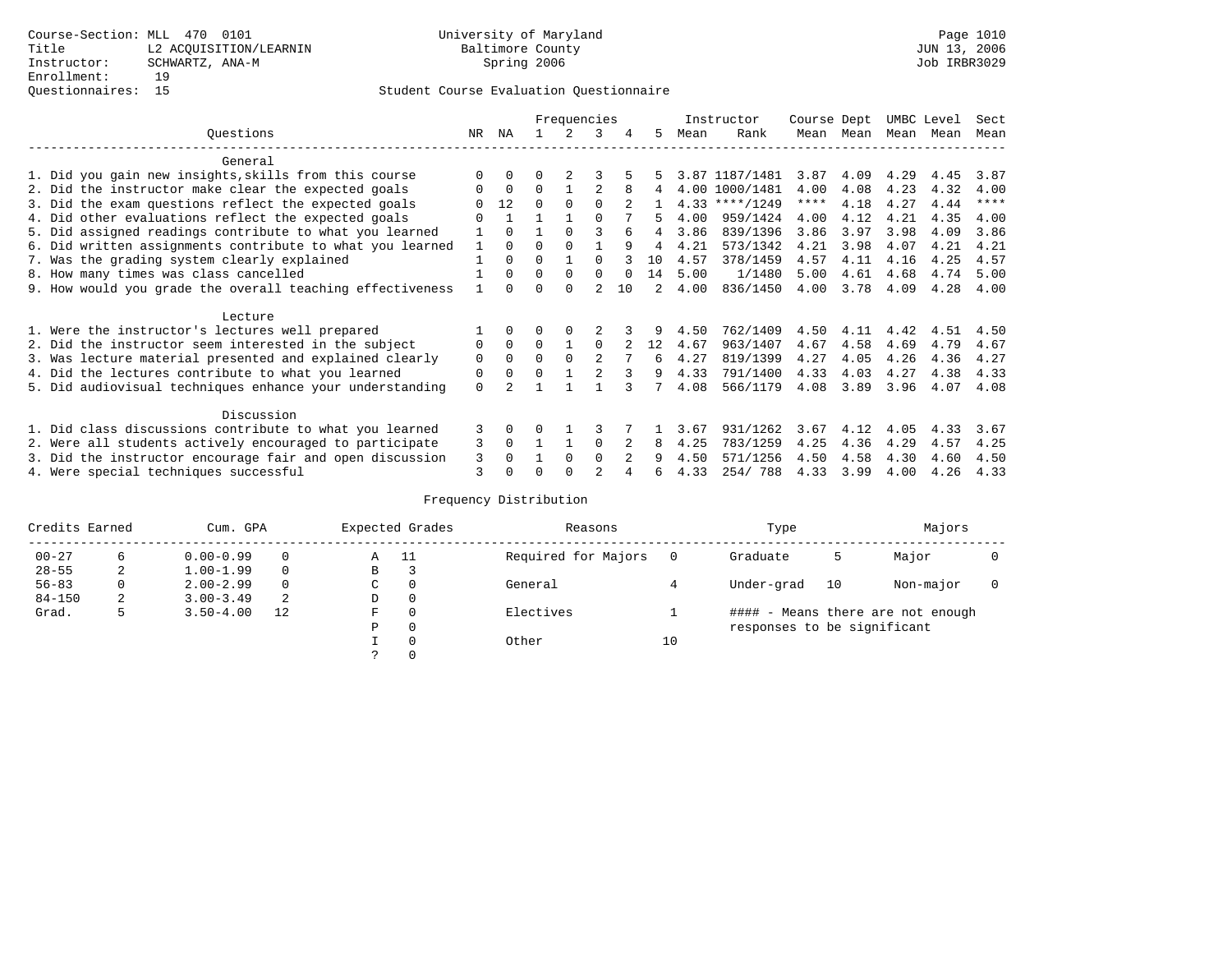Course-Section: MLL 470 0101
Title: L2 ACQUISITION/LEARNIN
Instructor: SCHWARTZ, ANA-M
Enrollment: 19
Questionnaires: 15

University of Maryland
Baltimore County
Spring 2006

Page 1010
JUN 13, 2006
Job IRBR3029

Student Course Evaluation Questionnaire

| Questions | NR | NA | 1 | 2 | 3 | 4 | 5 | Instructor Mean | Instructor Rank | Course Mean | Dept Mean | UMBC Mean | Level Mean | Sect Mean |
|---|---|---|---|---|---|---|---|---|---|---|---|---|---|---|
| **General** | | | | | | | | | | | | | | |
| 1. Did you gain new insights,skills from this course | 0 | 0 | 0 | 2 | 3 | 5 | 5 | 3.87 | 1187/1481 | 3.87 | 4.09 | 4.29 | 4.45 | 3.87 |
| 2. Did the instructor make clear the expected goals | 0 | 0 | 0 | 1 | 2 | 8 | 4 | 4.00 | 1000/1481 | 4.00 | 4.08 | 4.23 | 4.32 | 4.00 |
| 3. Did the exam questions reflect the expected goals | 0 | 12 | 0 | 0 | 0 | 2 | 1 | 4.33 | ****/1249 | **** | 4.18 | 4.27 | 4.44 | **** |
| 4. Did other evaluations reflect the expected goals | 0 | 1 | 1 | 1 | 0 | 7 | 5 | 4.00 | 959/1424 | 4.00 | 4.12 | 4.21 | 4.35 | 4.00 |
| 5. Did assigned readings contribute to what you learned | 1 | 0 | 1 | 0 | 3 | 6 | 4 | 3.86 | 839/1396 | 3.86 | 3.97 | 3.98 | 4.09 | 3.86 |
| 6. Did written assignments contribute to what you learned | 1 | 0 | 0 | 0 | 1 | 9 | 4 | 4.21 | 573/1342 | 4.21 | 3.98 | 4.07 | 4.21 | 4.21 |
| 7. Was the grading system clearly explained | 1 | 0 | 0 | 1 | 0 | 3 | 10 | 4.57 | 378/1459 | 4.57 | 4.11 | 4.16 | 4.25 | 4.57 |
| 8. How many times was class cancelled | 1 | 0 | 0 | 0 | 0 | 0 | 14 | 5.00 | 1/1480 | 5.00 | 4.61 | 4.68 | 4.74 | 5.00 |
| 9. How would you grade the overall teaching effectiveness | 1 | 0 | 0 | 0 | 2 | 10 | 2 | 4.00 | 836/1450 | 4.00 | 3.78 | 4.09 | 4.28 | 4.00 |
| **Lecture** | | | | | | | | | | | | | | |
| 1. Were the instructor's lectures well prepared | 1 | 0 | 0 | 0 | 2 | 3 | 9 | 4.50 | 762/1409 | 4.50 | 4.11 | 4.42 | 4.51 | 4.50 |
| 2. Did the instructor seem interested in the subject | 0 | 0 | 0 | 1 | 0 | 2 | 12 | 4.67 | 963/1407 | 4.67 | 4.58 | 4.69 | 4.79 | 4.67 |
| 3. Was lecture material presented and explained clearly | 0 | 0 | 0 | 0 | 2 | 7 | 6 | 4.27 | 819/1399 | 4.27 | 4.05 | 4.26 | 4.36 | 4.27 |
| 4. Did the lectures contribute to what you learned | 0 | 0 | 0 | 1 | 2 | 3 | 9 | 4.33 | 791/1400 | 4.33 | 4.03 | 4.27 | 4.38 | 4.33 |
| 5. Did audiovisual techniques enhance your understanding | 0 | 2 | 1 | 1 | 1 | 3 | 7 | 4.08 | 566/1179 | 4.08 | 3.89 | 3.96 | 4.07 | 4.08 |
| **Discussion** | | | | | | | | | | | | | | |
| 1. Did class discussions contribute to what you learned | 3 | 0 | 0 | 1 | 3 | 7 | 1 | 3.67 | 931/1262 | 3.67 | 4.12 | 4.05 | 4.33 | 3.67 |
| 2. Were all students actively encouraged to participate | 3 | 0 | 1 | 1 | 0 | 2 | 8 | 4.25 | 783/1259 | 4.25 | 4.36 | 4.29 | 4.57 | 4.25 |
| 3. Did the instructor encourage fair and open discussion | 3 | 0 | 1 | 0 | 0 | 2 | 9 | 4.50 | 571/1256 | 4.50 | 4.58 | 4.30 | 4.60 | 4.50 |
| 4. Were special techniques successful | 3 | 0 | 0 | 0 | 2 | 4 | 6 | 4.33 | 254/ 788 | 4.33 | 3.99 | 4.00 | 4.26 | 4.33 |

Frequency Distribution

| Credits Earned | | Cum. GPA | | Expected Grades | | Reasons | | Type | | Majors | |
|---|---|---|---|---|---|---|---|---|---|---|---|
| 00-27 | 6 | 0.00-0.99 | 0 | A | 11 | Required for Majors | 0 | Graduate | 5 | Major | 0 |
| 28-55 | 2 | 1.00-1.99 | 0 | B | 3 | | | | | | |
| 56-83 | 0 | 2.00-2.99 | 0 | C | 0 | General | 4 | Under-grad | 10 | Non-major | 0 |
| 84-150 | 2 | 3.00-3.49 | 2 | D | 0 | | | | | | |
| Grad. | 5 | 3.50-4.00 | 12 | F | 0 | Electives | 1 | | | | |
| | | | | P | 0 | | | | | | |
| | | | | I | 0 | Other | 10 | | | | |
| | | | | ? | 0 | | | | | | |

#### - Means there are not enough responses to be significant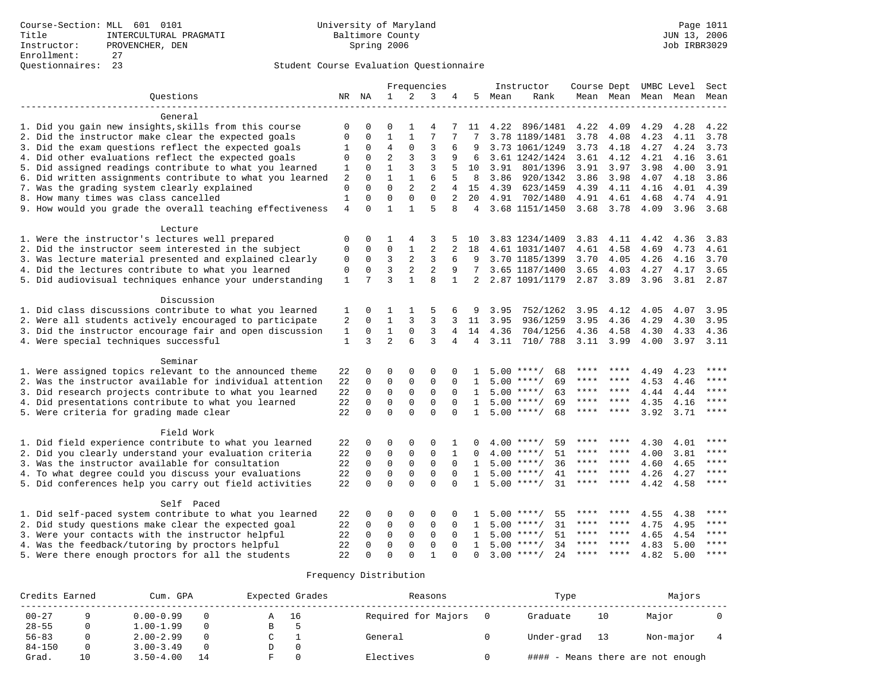Course-Section: MLL 601 0101
Title: INTERCULTURAL PRAGMATI
Instructor: PROVENCHER, DEN
Enrollment: 27
Questionnaires: 23

University of Maryland
Baltimore County
Spring 2006

JUN 13, 2006
Job IRBR3029

## Student Course Evaluation Questionnaire

| Questions | NR | NA | 1 | 2 | 3 | 4 | 5 | Instructor Mean | Rank | Course Mean | Dept Mean | UMBC Mean | Level Mean | Sect Mean |
|---|---|---|---|---|---|---|---|---|---|---|---|---|---|---|
| **General** | | | | | | | | | | | | | | |
| 1. Did you gain new insights,skills from this course | 0 | 0 | 0 | 1 | 4 | 7 | 11 | 4.22 | 896/1481 | 4.22 | 4.09 | 4.29 | 4.28 | 4.22 |
| 2. Did the instructor make clear the expected goals | 0 | 0 | 1 | 1 | 7 | 7 | 7 | 3.78 | 1189/1481 | 3.78 | 4.08 | 4.23 | 4.11 | 3.78 |
| 3. Did the exam questions reflect the expected goals | 1 | 0 | 4 | 0 | 3 | 6 | 9 | 3.73 | 1061/1249 | 3.73 | 4.18 | 4.27 | 4.24 | 3.73 |
| 4. Did other evaluations reflect the expected goals | 0 | 0 | 2 | 3 | 3 | 9 | 6 | 3.61 | 1242/1424 | 3.61 | 4.12 | 4.21 | 4.16 | 3.61 |
| 5. Did assigned readings contribute to what you learned | 1 | 0 | 1 | 3 | 3 | 5 | 10 | 3.91 | 801/1396 | 3.91 | 3.97 | 3.98 | 4.00 | 3.91 |
| 6. Did written assignments contribute to what you learned | 2 | 0 | 1 | 1 | 6 | 5 | 8 | 3.86 | 920/1342 | 3.86 | 3.98 | 4.07 | 4.18 | 3.86 |
| 7. Was the grading system clearly explained | 0 | 0 | 0 | 2 | 2 | 4 | 15 | 4.39 | 623/1459 | 4.39 | 4.11 | 4.16 | 4.01 | 4.39 |
| 8. How many times was class cancelled | 1 | 0 | 0 | 0 | 0 | 2 | 20 | 4.91 | 702/1480 | 4.91 | 4.61 | 4.68 | 4.74 | 4.91 |
| 9. How would you grade the overall teaching effectiveness | 4 | 0 | 1 | 1 | 5 | 8 | 4 | 3.68 | 1151/1450 | 3.68 | 3.78 | 4.09 | 3.96 | 3.68 |
| **Lecture** | | | | | | | | | | | | | | |
| 1. Were the instructor's lectures well prepared | 0 | 0 | 1 | 4 | 3 | 5 | 10 | 3.83 | 1234/1409 | 3.83 | 4.11 | 4.42 | 4.36 | 3.83 |
| 2. Did the instructor seem interested in the subject | 0 | 0 | 0 | 1 | 2 | 2 | 18 | 4.61 | 1031/1407 | 4.61 | 4.58 | 4.69 | 4.73 | 4.61 |
| 3. Was lecture material presented and explained clearly | 0 | 0 | 3 | 2 | 3 | 6 | 9 | 3.70 | 1185/1399 | 3.70 | 4.05 | 4.26 | 4.16 | 3.70 |
| 4. Did the lectures contribute to what you learned | 0 | 0 | 3 | 2 | 2 | 9 | 7 | 3.65 | 1187/1400 | 3.65 | 4.03 | 4.27 | 4.17 | 3.65 |
| 5. Did audiovisual techniques enhance your understanding | 1 | 7 | 3 | 1 | 8 | 1 | 2 | 2.87 | 1091/1179 | 2.87 | 3.89 | 3.96 | 3.81 | 2.87 |
| **Discussion** | | | | | | | | | | | | | | |
| 1. Did class discussions contribute to what you learned | 1 | 0 | 1 | 1 | 5 | 6 | 9 | 3.95 | 752/1262 | 3.95 | 4.12 | 4.05 | 4.07 | 3.95 |
| 2. Were all students actively encouraged to participate | 2 | 0 | 1 | 3 | 3 | 3 | 11 | 3.95 | 936/1259 | 3.95 | 4.36 | 4.29 | 4.30 | 3.95 |
| 3. Did the instructor encourage fair and open discussion | 1 | 0 | 1 | 0 | 3 | 4 | 14 | 4.36 | 704/1256 | 4.36 | 4.58 | 4.30 | 4.33 | 4.36 |
| 4. Were special techniques successful | 1 | 3 | 2 | 6 | 3 | 4 | 4 | 3.11 | 710/ 788 | 3.11 | 3.99 | 4.00 | 3.97 | 3.11 |
| **Seminar** | | | | | | | | | | | | | | |
| 1. Were assigned topics relevant to the announced theme | 22 | 0 | 0 | 0 | 0 | 0 | 1 | 5.00 | ****/ 68 | **** | **** | 4.49 | 4.23 | **** |
| 2. Was the instructor available for individual attention | 22 | 0 | 0 | 0 | 0 | 0 | 1 | 5.00 | ****/ 69 | **** | **** | 4.53 | 4.46 | **** |
| 3. Did research projects contribute to what you learned | 22 | 0 | 0 | 0 | 0 | 0 | 1 | 5.00 | ****/ 63 | **** | **** | 4.44 | 4.44 | **** |
| 4. Did presentations contribute to what you learned | 22 | 0 | 0 | 0 | 0 | 0 | 1 | 5.00 | ****/ 69 | **** | **** | 4.35 | 4.16 | **** |
| 5. Were criteria for grading made clear | 22 | 0 | 0 | 0 | 0 | 0 | 1 | 5.00 | ****/ 68 | **** | **** | 3.92 | 3.71 | **** |
| **Field Work** | | | | | | | | | | | | | | |
| 1. Did field experience contribute to what you learned | 22 | 0 | 0 | 0 | 0 | 1 | 0 | 4.00 | ****/ 59 | **** | **** | 4.30 | 4.01 | **** |
| 2. Did you clearly understand your evaluation criteria | 22 | 0 | 0 | 0 | 0 | 1 | 0 | 4.00 | ****/ 51 | **** | **** | 4.00 | 3.81 | **** |
| 3. Was the instructor available for consultation | 22 | 0 | 0 | 0 | 0 | 0 | 1 | 5.00 | ****/ 36 | **** | **** | 4.60 | 4.65 | **** |
| 4. To what degree could you discuss your evaluations | 22 | 0 | 0 | 0 | 0 | 0 | 1 | 5.00 | ****/ 41 | **** | **** | 4.26 | 4.27 | **** |
| 5. Did conferences help you carry out field activities | 22 | 0 | 0 | 0 | 0 | 0 | 1 | 5.00 | ****/ 31 | **** | **** | 4.42 | 4.58 | **** |
| **Self Paced** | | | | | | | | | | | | | | |
| 1. Did self-paced system contribute to what you learned | 22 | 0 | 0 | 0 | 0 | 0 | 1 | 5.00 | ****/ 55 | **** | **** | 4.55 | 4.38 | **** |
| 2. Did study questions make clear the expected goal | 22 | 0 | 0 | 0 | 0 | 0 | 1 | 5.00 | ****/ 31 | **** | **** | 4.75 | 4.95 | **** |
| 3. Were your contacts with the instructor helpful | 22 | 0 | 0 | 0 | 0 | 0 | 1 | 5.00 | ****/ 51 | **** | **** | 4.65 | 4.54 | **** |
| 4. Was the feedback/tutoring by proctors helpful | 22 | 0 | 0 | 0 | 0 | 0 | 1 | 5.00 | ****/ 34 | **** | **** | 4.83 | 5.00 | **** |
| 5. Were there enough proctors for all the students | 22 | 0 | 0 | 0 | 1 | 0 | 0 | 3.00 | ****/ 24 | **** | **** | 4.82 | 5.00 | **** |

### Frequency Distribution

| Credits Earned | | Cum. GPA | | Expected Grades | | Reasons | | Type | | Majors | |
|---|---|---|---|---|---|---|---|---|---|---|---|
| 00-27 | 9 | 0.00-0.99 | 0 | A | 16 | Required for Majors | 0 | Graduate | 10 | Major | 0 |
| 28-55 | 0 | 1.00-1.99 | 0 | B | 5 | | | | | | |
| 56-83 | 0 | 2.00-2.99 | 0 | C | 1 | General | 0 | Under-grad | 13 | Non-major | 4 |
| 84-150 | 0 | 3.00-3.49 | 0 | D | 0 | | | | | | |
| Grad. | 10 | 3.50-4.00 | 14 | F | 0 | Electives | 0 | #### - Means there are not enough | | | |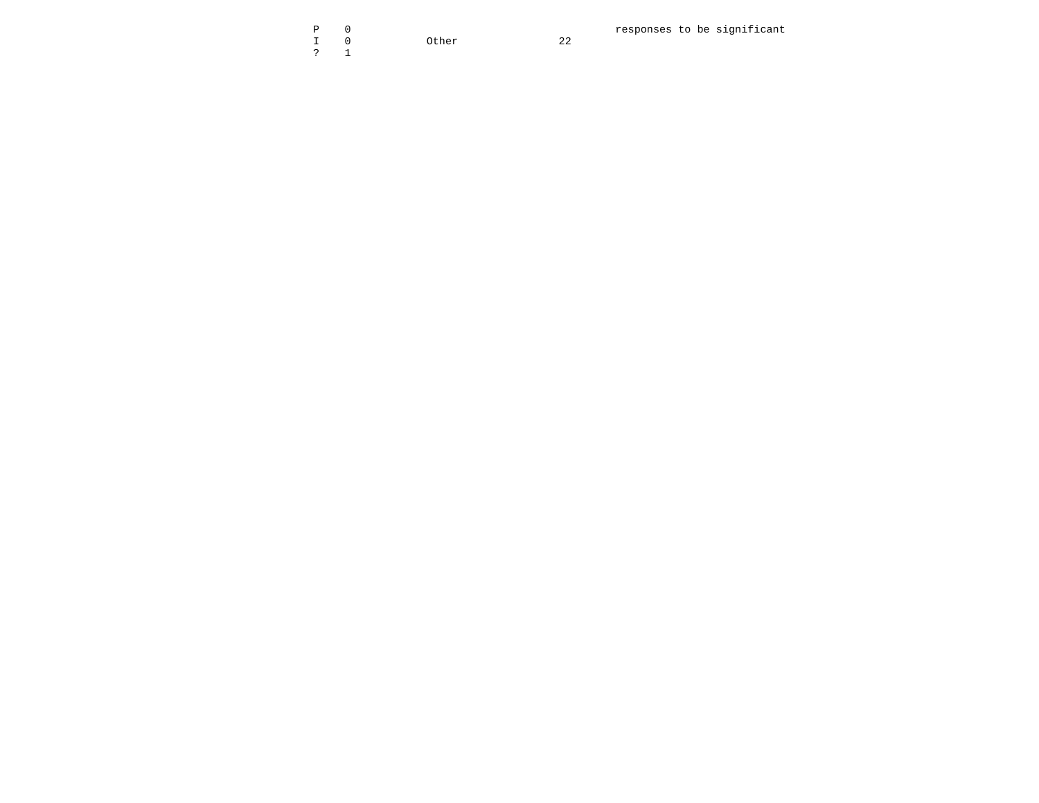| | | | | |
|---|---|---|---|---|
| P | 0 | | | responses to be significant |
| I | 0 | Other | 22 | |
| ? | 1 | | | |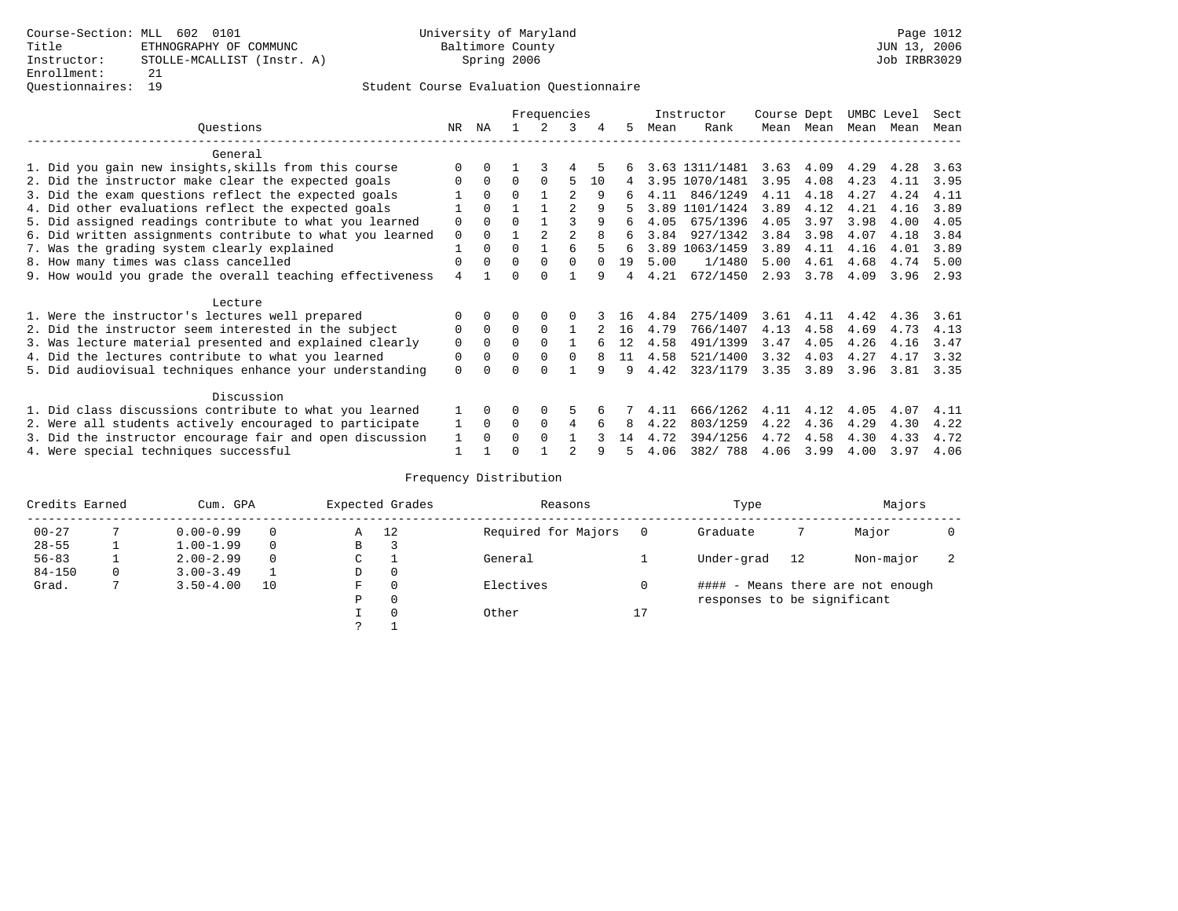Course-Section: MLL 602 0101
Title: ETHNOGRAPHY OF COMMUNC
Instructor: STOLLE-MCALLIST (Instr. A)
Enrollment: 21
Questionnaires: 19

University of Maryland
Baltimore County
Spring 2006

Page 1012
JUN 13, 2006
Job IRBR3029

Student Course Evaluation Questionnaire

| Questions | NR | NA | 1 | 2 | 3 | 4 | 5 | Instructor Mean | Instructor Rank | Course Mean | Dept Mean | UMBC Mean | Level Mean | Sect Mean |
|---|---|---|---|---|---|---|---|---|---|---|---|---|---|---|
| **General** | | | | | | | | | | | | | | |
| 1. Did you gain new insights,skills from this course | 0 | 0 | 1 | 3 | 4 | 5 | 6 | 3.63 | 1311/1481 | 3.63 | 4.09 | 4.29 | 4.28 | 3.63 |
| 2. Did the instructor make clear the expected goals | 0 | 0 | 0 | 0 | 5 | 10 | 4 | 3.95 | 1070/1481 | 3.95 | 4.08 | 4.23 | 4.11 | 3.95 |
| 3. Did the exam questions reflect the expected goals | 1 | 0 | 0 | 1 | 2 | 9 | 6 | 4.11 | 846/1249 | 4.11 | 4.18 | 4.27 | 4.24 | 4.11 |
| 4. Did other evaluations reflect the expected goals | 1 | 0 | 1 | 1 | 2 | 9 | 5 | 3.89 | 1101/1424 | 3.89 | 4.12 | 4.21 | 4.16 | 3.89 |
| 5. Did assigned readings contribute to what you learned | 0 | 0 | 0 | 1 | 3 | 9 | 6 | 4.05 | 675/1396 | 4.05 | 3.97 | 3.98 | 4.00 | 4.05 |
| 6. Did written assignments contribute to what you learned | 0 | 0 | 1 | 2 | 2 | 8 | 6 | 3.84 | 927/1342 | 3.84 | 3.98 | 4.07 | 4.18 | 3.84 |
| 7. Was the grading system clearly explained | 1 | 0 | 0 | 1 | 6 | 5 | 6 | 3.89 | 1063/1459 | 3.89 | 4.11 | 4.16 | 4.01 | 3.89 |
| 8. How many times was class cancelled | 0 | 0 | 0 | 0 | 0 | 0 | 19 | 5.00 | 1/1480 | 5.00 | 4.61 | 4.68 | 4.74 | 5.00 |
| 9. How would you grade the overall teaching effectiveness | 4 | 1 | 0 | 0 | 1 | 9 | 4 | 4.21 | 672/1450 | 2.93 | 3.78 | 4.09 | 3.96 | 2.93 |
| **Lecture** | | | | | | | | | | | | | | |
| 1. Were the instructor's lectures well prepared | 0 | 0 | 0 | 0 | 0 | 3 | 16 | 4.84 | 275/1409 | 3.61 | 4.11 | 4.42 | 4.36 | 3.61 |
| 2. Did the instructor seem interested in the subject | 0 | 0 | 0 | 0 | 1 | 2 | 16 | 4.79 | 766/1407 | 4.13 | 4.58 | 4.69 | 4.73 | 4.13 |
| 3. Was lecture material presented and explained clearly | 0 | 0 | 0 | 0 | 1 | 6 | 12 | 4.58 | 491/1399 | 3.47 | 4.05 | 4.26 | 4.16 | 3.47 |
| 4. Did the lectures contribute to what you learned | 0 | 0 | 0 | 0 | 0 | 8 | 11 | 4.58 | 521/1400 | 3.32 | 4.03 | 4.27 | 4.17 | 3.32 |
| 5. Did audiovisual techniques enhance your understanding | 0 | 0 | 0 | 0 | 1 | 9 | 9 | 4.42 | 323/1179 | 3.35 | 3.89 | 3.96 | 3.81 | 3.35 |
| **Discussion** | | | | | | | | | | | | | | |
| 1. Did class discussions contribute to what you learned | 1 | 0 | 0 | 0 | 5 | 6 | 7 | 4.11 | 666/1262 | 4.11 | 4.12 | 4.05 | 4.07 | 4.11 |
| 2. Were all students actively encouraged to participate | 1 | 0 | 0 | 0 | 4 | 6 | 8 | 4.22 | 803/1259 | 4.22 | 4.36 | 4.29 | 4.30 | 4.22 |
| 3. Did the instructor encourage fair and open discussion | 1 | 0 | 0 | 0 | 1 | 3 | 14 | 4.72 | 394/1256 | 4.72 | 4.58 | 4.30 | 4.33 | 4.72 |
| 4. Were special techniques successful | 1 | 1 | 0 | 1 | 2 | 9 | 5 | 4.06 | 382/ 788 | 4.06 | 3.99 | 4.00 | 3.97 | 4.06 |

Frequency Distribution

| Credits Earned | | Cum. GPA | | Expected Grades | | Reasons | | Type | | Majors | |
|---|---|---|---|---|---|---|---|---|---|---|---|
| 00-27 | 7 | 0.00-0.99 | 0 | A | 12 | Required for Majors | 0 | Graduate | 7 | Major | 0 |
| 28-55 | 1 | 1.00-1.99 | 0 | B | 3 | | | | | | |
| 56-83 | 1 | 2.00-2.99 | 0 | C | 1 | General | 1 | Under-grad | 12 | Non-major | 2 |
| 84-150 | 0 | 3.00-3.49 | 1 | D | 0 | | | | | | |
| Grad. | 7 | 3.50-4.00 | 10 | F | 0 | Electives | 0 | #### - Means there are not enough responses to be significant | | | |
| | | | | P | 0 | | | | | | |
| | | | | I | 0 | Other | 17 | | | | |
| | | | | ? | 1 | | | | | | |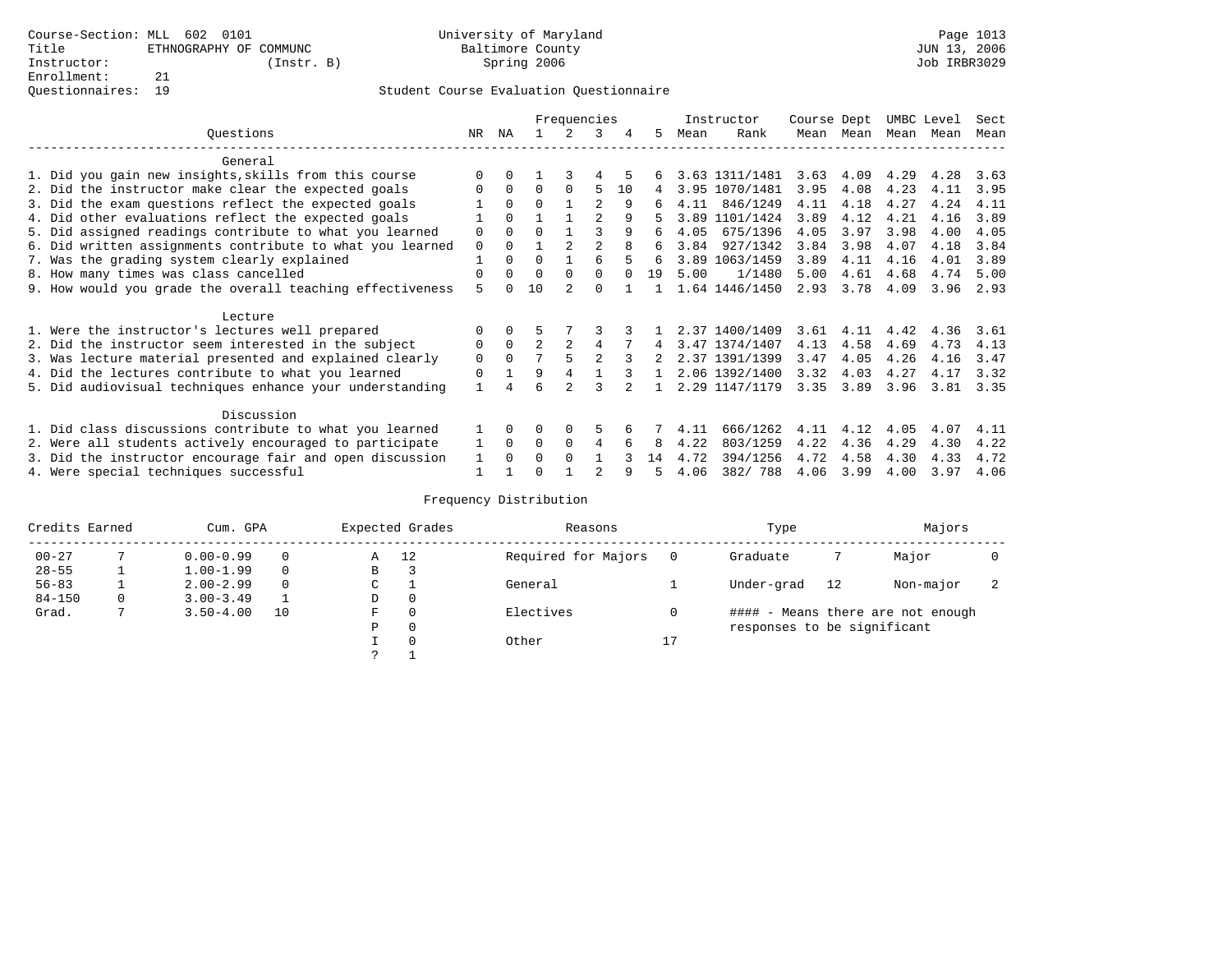Course-Section: MLL 602 0101
Title ETHNOGRAPHY OF COMMUNC
Instructor: (Instr. B)
Enrollment: 21
Questionnaires: 19

University of Maryland
Baltimore County
Spring 2006

Page 1013
JUN 13, 2006
Job IRBR3029

Student Course Evaluation Questionnaire

| Questions | NR | NA | 1 | 2 | 3 | 4 | 5 | Instructor Mean | Rank | Course Mean | Dept Mean | UMBC Mean | Level Mean | Sect Mean |
|---|---|---|---|---|---|---|---|---|---|---|---|---|---|---|
| **General** | | | | | | | | | | | | | | |
| 1. Did you gain new insights,skills from this course | 0 | 0 | 1 | 3 | 4 | 5 | 6 | 3.63 | 1311/1481 | 3.63 | 4.09 | 4.29 | 4.28 | 3.63 |
| 2. Did the instructor make clear the expected goals | 0 | 0 | 0 | 0 | 5 | 10 | 4 | 3.95 | 1070/1481 | 3.95 | 4.08 | 4.23 | 4.11 | 3.95 |
| 3. Did the exam questions reflect the expected goals | 1 | 0 | 0 | 1 | 2 | 9 | 6 | 4.11 | 846/1249 | 4.11 | 4.18 | 4.27 | 4.24 | 4.11 |
| 4. Did other evaluations reflect the expected goals | 1 | 0 | 1 | 1 | 2 | 9 | 5 | 3.89 | 1101/1424 | 3.89 | 4.12 | 4.21 | 4.16 | 3.89 |
| 5. Did assigned readings contribute to what you learned | 0 | 0 | 0 | 1 | 3 | 9 | 6 | 4.05 | 675/1396 | 4.05 | 3.97 | 3.98 | 4.00 | 4.05 |
| 6. Did written assignments contribute to what you learned | 0 | 0 | 1 | 2 | 2 | 8 | 6 | 3.84 | 927/1342 | 3.84 | 3.98 | 4.07 | 4.18 | 3.84 |
| 7. Was the grading system clearly explained | 1 | 0 | 0 | 1 | 6 | 5 | 6 | 3.89 | 1063/1459 | 3.89 | 4.11 | 4.16 | 4.01 | 3.89 |
| 8. How many times was class cancelled | 0 | 0 | 0 | 0 | 0 | 0 | 19 | 5.00 | 1/1480 | 5.00 | 4.61 | 4.68 | 4.74 | 5.00 |
| 9. How would you grade the overall teaching effectiveness | 5 | 0 | 10 | 2 | 0 | 1 | 1 | 1.64 | 1446/1450 | 2.93 | 3.78 | 4.09 | 3.96 | 2.93 |
| **Lecture** | | | | | | | | | | | | | | |
| 1. Were the instructor's lectures well prepared | 0 | 0 | 5 | 7 | 3 | 3 | 1 | 2.37 | 1400/1409 | 3.61 | 4.11 | 4.42 | 4.36 | 3.61 |
| 2. Did the instructor seem interested in the subject | 0 | 0 | 2 | 2 | 4 | 7 | 4 | 3.47 | 1374/1407 | 4.13 | 4.58 | 4.69 | 4.73 | 4.13 |
| 3. Was lecture material presented and explained clearly | 0 | 0 | 7 | 5 | 2 | 3 | 2 | 2.37 | 1391/1399 | 3.47 | 4.05 | 4.26 | 4.16 | 3.47 |
| 4. Did the lectures contribute to what you learned | 0 | 1 | 9 | 4 | 1 | 3 | 1 | 2.06 | 1392/1400 | 3.32 | 4.03 | 4.27 | 4.17 | 3.32 |
| 5. Did audiovisual techniques enhance your understanding | 1 | 4 | 6 | 2 | 3 | 2 | 1 | 2.29 | 1147/1179 | 3.35 | 3.89 | 3.96 | 3.81 | 3.35 |
| **Discussion** | | | | | | | | | | | | | | |
| 1. Did class discussions contribute to what you learned | 1 | 0 | 0 | 0 | 5 | 6 | 7 | 4.11 | 666/1262 | 4.11 | 4.12 | 4.05 | 4.07 | 4.11 |
| 2. Were all students actively encouraged to participate | 1 | 0 | 0 | 0 | 4 | 6 | 8 | 4.22 | 803/1259 | 4.22 | 4.36 | 4.29 | 4.30 | 4.22 |
| 3. Did the instructor encourage fair and open discussion | 1 | 0 | 0 | 0 | 1 | 3 | 14 | 4.72 | 394/1256 | 4.72 | 4.58 | 4.30 | 4.33 | 4.72 |
| 4. Were special techniques successful | 1 | 1 | 0 | 1 | 2 | 9 | 5 | 4.06 | 382/ 788 | 4.06 | 3.99 | 4.00 | 3.97 | 4.06 |

Frequency Distribution

| Credits Earned | | Cum. GPA | | Expected Grades | | Reasons | | Type | | Majors | |
|---|---|---|---|---|---|---|---|---|---|---|---|
| 00-27 | 7 | 0.00-0.99 | 0 | A | 12 | Required for Majors | 0 | Graduate | 7 | Major | 0 |
| 28-55 | 1 | 1.00-1.99 | 0 | B | 3 | | | | | | |
| 56-83 | 1 | 2.00-2.99 | 0 | C | 1 | General | 1 | Under-grad | 12 | Non-major | 2 |
| 84-150 | 0 | 3.00-3.49 | 1 | D | 0 | | | | | | |
| Grad. | 7 | 3.50-4.00 | 10 | F | 0 | Electives | 0 | | | | |
| | | | | P | 0 | | | | | | |
| | | | | I | 0 | Other | 17 | | | | |
| | | | | ? | 1 | | | | | | |

#### - Means there are not enough responses to be significant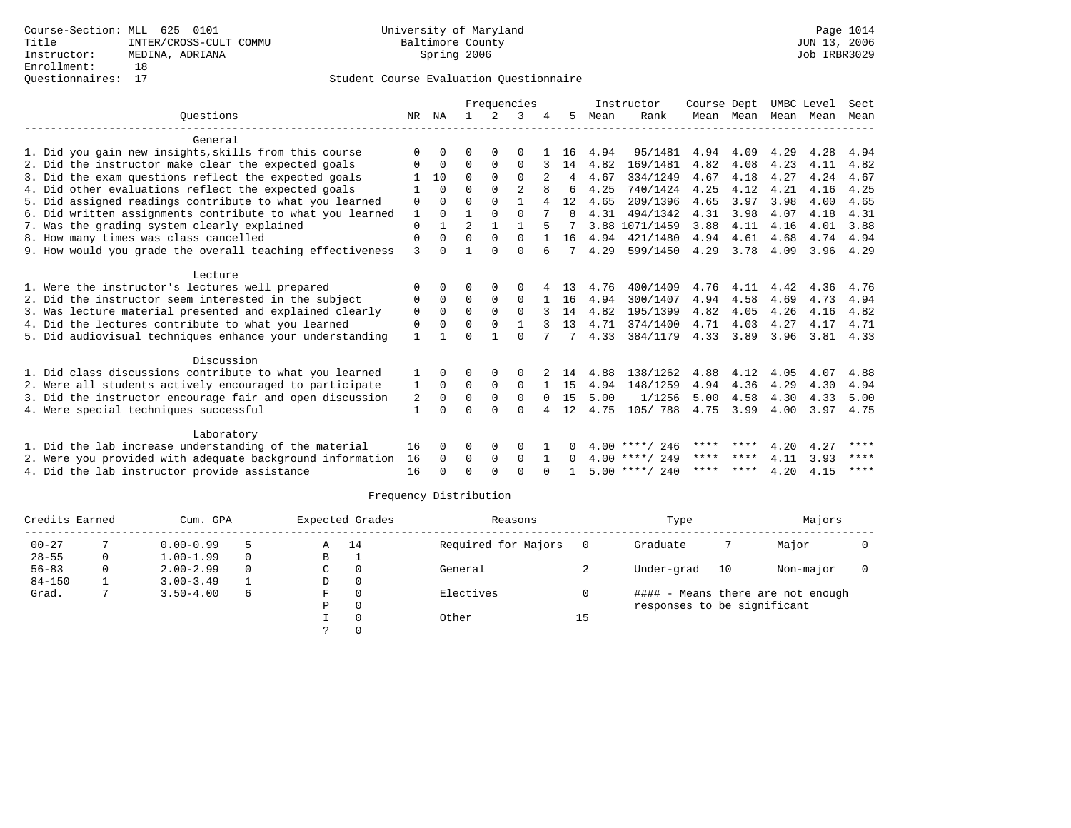Course-Section: MLL 625 0101
Title: INTER/CROSS-CULT COMMU
Instructor: MEDINA, ADRIANA
Enrollment: 18
Questionnaires: 17

University of Maryland
Baltimore County
Spring 2006

JUN 13, 2006
Job IRBR3029

Student Course Evaluation Questionnaire

| Questions | NR | NA | 1 | 2 | 3 | 4 | 5 | Instructor Mean | Rank | Course Mean | Dept Mean | UMBC Mean | Level Mean | Sect Mean |
|---|---|---|---|---|---|---|---|---|---|---|---|---|---|---|
| **General** | | | | | | | | | | | | | | |
| 1. Did you gain new insights,skills from this course | 0 | 0 | 0 | 0 | 0 | 1 | 16 | 4.94 | 95/1481 | 4.94 | 4.09 | 4.29 | 4.28 | 4.94 |
| 2. Did the instructor make clear the expected goals | 0 | 0 | 0 | 0 | 0 | 3 | 14 | 4.82 | 169/1481 | 4.82 | 4.08 | 4.23 | 4.11 | 4.82 |
| 3. Did the exam questions reflect the expected goals | 1 | 10 | 0 | 0 | 0 | 2 | 4 | 4.67 | 334/1249 | 4.67 | 4.18 | 4.27 | 4.24 | 4.67 |
| 4. Did other evaluations reflect the expected goals | 1 | 0 | 0 | 0 | 2 | 8 | 6 | 4.25 | 740/1424 | 4.25 | 4.12 | 4.21 | 4.16 | 4.25 |
| 5. Did assigned readings contribute to what you learned | 0 | 0 | 0 | 0 | 1 | 4 | 12 | 4.65 | 209/1396 | 4.65 | 3.97 | 3.98 | 4.00 | 4.65 |
| 6. Did written assignments contribute to what you learned | 1 | 0 | 1 | 0 | 0 | 7 | 8 | 4.31 | 494/1342 | 4.31 | 3.98 | 4.07 | 4.18 | 4.31 |
| 7. Was the grading system clearly explained | 0 | 1 | 2 | 1 | 1 | 5 | 7 | 3.88 | 1071/1459 | 3.88 | 4.11 | 4.16 | 4.01 | 3.88 |
| 8. How many times was class cancelled | 0 | 0 | 0 | 0 | 0 | 1 | 16 | 4.94 | 421/1480 | 4.94 | 4.61 | 4.68 | 4.74 | 4.94 |
| 9. How would you grade the overall teaching effectiveness | 3 | 0 | 1 | 0 | 0 | 6 | 7 | 4.29 | 599/1450 | 4.29 | 3.78 | 4.09 | 3.96 | 4.29 |
| **Lecture** | | | | | | | | | | | | | | |
| 1. Were the instructor's lectures well prepared | 0 | 0 | 0 | 0 | 0 | 4 | 13 | 4.76 | 400/1409 | 4.76 | 4.11 | 4.42 | 4.36 | 4.76 |
| 2. Did the instructor seem interested in the subject | 0 | 0 | 0 | 0 | 0 | 1 | 16 | 4.94 | 300/1407 | 4.94 | 4.58 | 4.69 | 4.73 | 4.94 |
| 3. Was lecture material presented and explained clearly | 0 | 0 | 0 | 0 | 0 | 3 | 14 | 4.82 | 195/1399 | 4.82 | 4.05 | 4.26 | 4.16 | 4.82 |
| 4. Did the lectures contribute to what you learned | 0 | 0 | 0 | 0 | 1 | 3 | 13 | 4.71 | 374/1400 | 4.71 | 4.03 | 4.27 | 4.17 | 4.71 |
| 5. Did audiovisual techniques enhance your understanding | 1 | 1 | 0 | 1 | 0 | 7 | 7 | 4.33 | 384/1179 | 4.33 | 3.89 | 3.96 | 3.81 | 4.33 |
| **Discussion** | | | | | | | | | | | | | | |
| 1. Did class discussions contribute to what you learned | 1 | 0 | 0 | 0 | 0 | 2 | 14 | 4.88 | 138/1262 | 4.88 | 4.12 | 4.05 | 4.07 | 4.88 |
| 2. Were all students actively encouraged to participate | 1 | 0 | 0 | 0 | 0 | 1 | 15 | 4.94 | 148/1259 | 4.94 | 4.36 | 4.29 | 4.30 | 4.94 |
| 3. Did the instructor encourage fair and open discussion | 2 | 0 | 0 | 0 | 0 | 0 | 15 | 5.00 | 1/1256 | 5.00 | 4.58 | 4.30 | 4.33 | 5.00 |
| 4. Were special techniques successful | 1 | 0 | 0 | 0 | 0 | 4 | 12 | 4.75 | 105/ 788 | 4.75 | 3.99 | 4.00 | 3.97 | 4.75 |
| **Laboratory** | | | | | | | | | | | | | | |
| 1. Did the lab increase understanding of the material | 16 | 0 | 0 | 0 | 0 | 1 | 0 | 4.00 | ****/ 246 | **** | **** | 4.20 | 4.27 | **** |
| 2. Were you provided with adequate background information | 16 | 0 | 0 | 0 | 0 | 1 | 0 | 4.00 | ****/ 249 | **** | **** | 4.11 | 3.93 | **** |
| 4. Did the lab instructor provide assistance | 16 | 0 | 0 | 0 | 0 | 0 | 1 | 5.00 | ****/ 240 | **** | **** | 4.20 | 4.15 | **** |

Frequency Distribution

| Credits Earned | | Cum. GPA | | Expected Grades | | Reasons | | Type | | Majors | |
|---|---|---|---|---|---|---|---|---|---|---|---|
| 00-27 | 7 | 0.00-0.99 | 5 | A | 14 | Required for Majors | 0 | Graduate | 7 | Major | 0 |
| 28-55 | 0 | 1.00-1.99 | 0 | B | 1 | | | | | | |
| 56-83 | 0 | 2.00-2.99 | 0 | C | 0 | General | 2 | Under-grad | 10 | Non-major | 0 |
| 84-150 | 1 | 3.00-3.49 | 1 | D | 0 | | | | | | |
| Grad. | 7 | 3.50-4.00 | 6 | F | 0 | Electives | 0 | | | | |
| | | | | P | 0 | | | | | | |
| | | | | I | 0 | Other | 15 | | | | |
| | | | | ? | 0 | | | | | | |

#### - Means there are not enough responses to be significant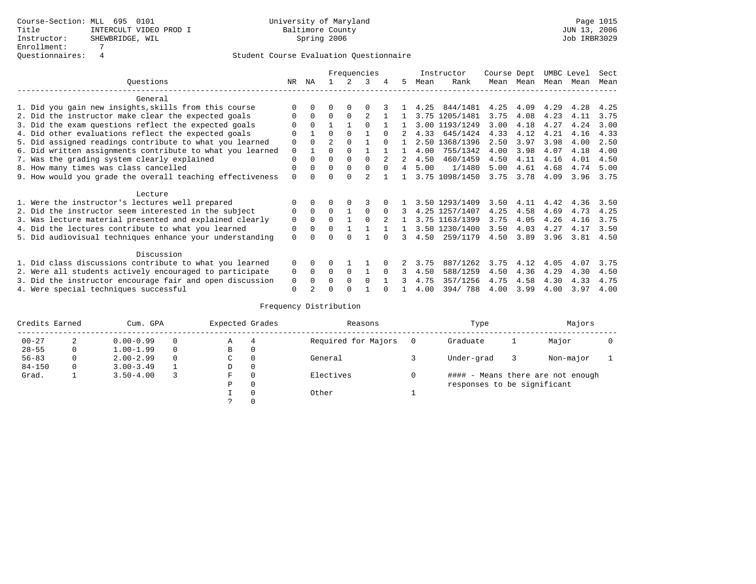Course-Section: MLL 695 0101
Title: INTERCULT VIDEO PROD I
Instructor: SHEWBRIDGE, WIL
Enrollment: 7
Questionnaires: 4

University of Maryland
Baltimore County
Spring 2006

JUN 13, 2006
Job IRBR3029

Student Course Evaluation Questionnaire

| Questions | NR | NA | 1 | 2 | 3 | 4 | 5 | Instructor Mean | Rank | Course Mean | Dept Mean | UMBC Level Mean | Level Mean | Sect Mean |
|---|---|---|---|---|---|---|---|---|---|---|---|---|---|---|
| **General** | | | | | | | | | | | | | | |
| 1. Did you gain new insights,skills from this course | 0 | 0 | 0 | 0 | 0 | 3 | 1 | 4.25 | 844/1481 | 4.25 | 4.09 | 4.29 | 4.28 | 4.25 |
| 2. Did the instructor make clear the expected goals | 0 | 0 | 0 | 0 | 2 | 1 | 1 | 3.75 | 1205/1481 | 3.75 | 4.08 | 4.23 | 4.11 | 3.75 |
| 3. Did the exam questions reflect the expected goals | 0 | 0 | 1 | 1 | 0 | 1 | 1 | 3.00 | 1193/1249 | 3.00 | 4.18 | 4.27 | 4.24 | 3.00 |
| 4. Did other evaluations reflect the expected goals | 0 | 1 | 0 | 0 | 1 | 0 | 2 | 4.33 | 645/1424 | 4.33 | 4.12 | 4.21 | 4.16 | 4.33 |
| 5. Did assigned readings contribute to what you learned | 0 | 0 | 2 | 0 | 1 | 0 | 1 | 2.50 | 1368/1396 | 2.50 | 3.97 | 3.98 | 4.00 | 2.50 |
| 6. Did written assignments contribute to what you learned | 0 | 1 | 0 | 0 | 1 | 1 | 1 | 4.00 | 755/1342 | 4.00 | 3.98 | 4.07 | 4.18 | 4.00 |
| 7. Was the grading system clearly explained | 0 | 0 | 0 | 0 | 0 | 2 | 2 | 4.50 | 460/1459 | 4.50 | 4.11 | 4.16 | 4.01 | 4.50 |
| 8. How many times was class cancelled | 0 | 0 | 0 | 0 | 0 | 0 | 4 | 5.00 | 1/1480 | 5.00 | 4.61 | 4.68 | 4.74 | 5.00 |
| 9. How would you grade the overall teaching effectiveness | 0 | 0 | 0 | 0 | 2 | 1 | 1 | 3.75 | 1098/1450 | 3.75 | 3.78 | 4.09 | 3.96 | 3.75 |
| **Lecture** | | | | | | | | | | | | | | |
| 1. Were the instructor's lectures well prepared | 0 | 0 | 0 | 0 | 3 | 0 | 1 | 3.50 | 1293/1409 | 3.50 | 4.11 | 4.42 | 4.36 | 3.50 |
| 2. Did the instructor seem interested in the subject | 0 | 0 | 0 | 1 | 0 | 0 | 3 | 4.25 | 1257/1407 | 4.25 | 4.58 | 4.69 | 4.73 | 4.25 |
| 3. Was lecture material presented and explained clearly | 0 | 0 | 0 | 1 | 0 | 2 | 1 | 3.75 | 1163/1399 | 3.75 | 4.05 | 4.26 | 4.16 | 3.75 |
| 4. Did the lectures contribute to what you learned | 0 | 0 | 0 | 1 | 1 | 1 | 1 | 3.50 | 1230/1400 | 3.50 | 4.03 | 4.27 | 4.17 | 3.50 |
| 5. Did audiovisual techniques enhance your understanding | 0 | 0 | 0 | 0 | 1 | 0 | 3 | 4.50 | 259/1179 | 4.50 | 3.89 | 3.96 | 3.81 | 4.50 |
| **Discussion** | | | | | | | | | | | | | | |
| 1. Did class discussions contribute to what you learned | 0 | 0 | 0 | 1 | 1 | 0 | 2 | 3.75 | 887/1262 | 3.75 | 4.12 | 4.05 | 4.07 | 3.75 |
| 2. Were all students actively encouraged to participate | 0 | 0 | 0 | 0 | 1 | 0 | 3 | 4.50 | 588/1259 | 4.50 | 4.36 | 4.29 | 4.30 | 4.50 |
| 3. Did the instructor encourage fair and open discussion | 0 | 0 | 0 | 0 | 0 | 1 | 3 | 4.75 | 357/1256 | 4.75 | 4.58 | 4.30 | 4.33 | 4.75 |
| 4. Were special techniques successful | 0 | 2 | 0 | 0 | 1 | 0 | 1 | 4.00 | 394/ 788 | 4.00 | 3.99 | 4.00 | 3.97 | 4.00 |

Frequency Distribution

| Credits Earned | | Cum. GPA | | Expected Grades | | Reasons | | Type | | Majors | |
|---|---|---|---|---|---|---|---|---|---|---|---|
| 00-27 | 2 | 0.00-0.99 | 0 | A | 4 | Required for Majors | 0 | Graduate | 1 | Major | 0 |
| 28-55 | 0 | 1.00-1.99 | 0 | B | 0 | | | | | | |
| 56-83 | 0 | 2.00-2.99 | 0 | C | 0 | General | 3 | Under-grad | 3 | Non-major | 1 |
| 84-150 | 0 | 3.00-3.49 | 1 | D | 0 | | | | | | |
| Grad. | 1 | 3.50-4.00 | 3 | F | 0 | Electives | 0 | | | | |
| | | | | P | 0 | | | | | | |
| | | | | I | 0 | Other | 1 | | | | |
| | | | | ? | 0 | | | | | | |

#### - Means there are not enough responses to be significant